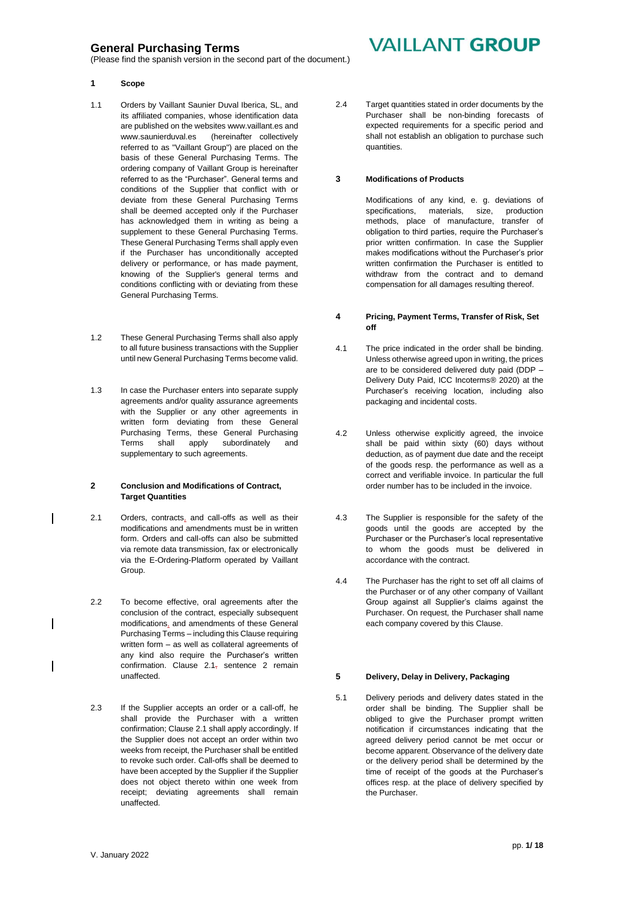# General Purchasing Terms

(Please find the spanish version in the second part of the document.)

## 1 Scope

1.1 Orders by Vaillant Saunier Duval Iberica, SL, and its affiliated companies, whose identification data are published on the websites www.vaillant.es and www.saunierduval.es (hereinafter collectively referred to as "Vaillant Group") are placed on the basis of these General Purchasing Terms. The ordering company of Vaillant Group is hereinafter referred to as the "Purchaser". General terms and conditions of the Supplier that conflict with or deviate from these General Purchasing Terms shall be deemed accepted only if the Purchaser has acknowledged them in writing as being a supplement to these General Purchasing Terms. These General Purchasing Terms shall apply even if the Purchaser has unconditionally accepted delivery or performance, or has made payment, knowing of the Supplier's general terms and conditions conflicting with or deviating from these General Purchasing Terms.

1.2 These General Purchasing Terms shall also apply to all future business transactions with the Supplier until new General Purchasing Terms become valid.

1.3 In case the Purchaser enters into separate supply agreements and/or quality assurance agreements with the Supplier or any other agreements in written form deviating from these General Purchasing Terms, these General Purchasing Terms shall apply subordinately and supplementary to such agreements.

## 2 Conclusion and Modifications of Contract, Target Quantities

2.1 Orders, contracts, and call-offs as well as their modifications and amendments must be in written form. Orders and call-offs can also be submitted via remote data transmission, fax or electronically via the E-Ordering-Platform operated by Vaillant Group.

2.2 To become effective, oral agreements after the conclusion of the contract, especially subsequent modifications, and amendments of these General Purchasing Terms – including this Clause requiring written form – as well as collateral agreements of any kind also require the Purchaser's written confirmation. Clause 2.1, sentence 2 remain unaffected.

2.3 If the Supplier accepts an order or a call-off, he shall provide the Purchaser with a written confirmation; Clause 2.1 shall apply accordingly. If the Supplier does not accept an order within two weeks from receipt, the Purchaser shall be entitled to revoke such order. Call-offs shall be deemed to have been accepted by the Supplier if the Supplier does not object thereto within one week from receipt; deviating agreements shall remain unaffected.

2.4 Target quantities stated in order documents by the Purchaser shall be non-binding forecasts of expected requirements for a specific period and shall not establish an obligation to purchase such quantities.

## 3 Modifications of Products

Modifications of any kind, e. g. deviations of specifications, materials, size, production methods, place of manufacture, transfer of obligation to third parties, require the Purchaser's prior written confirmation. In case the Supplier makes modifications without the Purchaser's prior written confirmation the Purchaser is entitled to withdraw from the contract and to demand compensation for all damages resulting thereof.

## 4 Pricing, Payment Terms, Transfer of Risk, Set off

4.1 The price indicated in the order shall be binding. Unless otherwise agreed upon in writing, the prices are to be considered delivered duty paid (DDP – Delivery Duty Paid, ICC Incoterms® 2020) at the Purchaser's receiving location, including also packaging and incidental costs.

4.2 Unless otherwise explicitly agreed, the invoice shall be paid within sixty (60) days without deduction, as of payment due date and the receipt of the goods resp. the performance as well as a correct and verifiable invoice. In particular the full order number has to be included in the invoice.

4.3 The Supplier is responsible for the safety of the goods until the goods are accepted by the Purchaser or the Purchaser's local representative to whom the goods must be delivered in accordance with the contract.

4.4 The Purchaser has the right to set off all claims of the Purchaser or of any other company of Vaillant Group against all Supplier's claims against the Purchaser. On request, the Purchaser shall name each company covered by this Clause.

## 5 Delivery, Delay in Delivery, Packaging

5.1 Delivery periods and delivery dates stated in the order shall be binding. The Supplier shall be obliged to give the Purchaser prompt written notification if circumstances indicating that the agreed delivery period cannot be met occur or become apparent. Observance of the delivery date or the delivery period shall be determined by the time of receipt of the goods at the Purchaser's offices resp. at the place of delivery specified by the Purchaser.

V. January 2022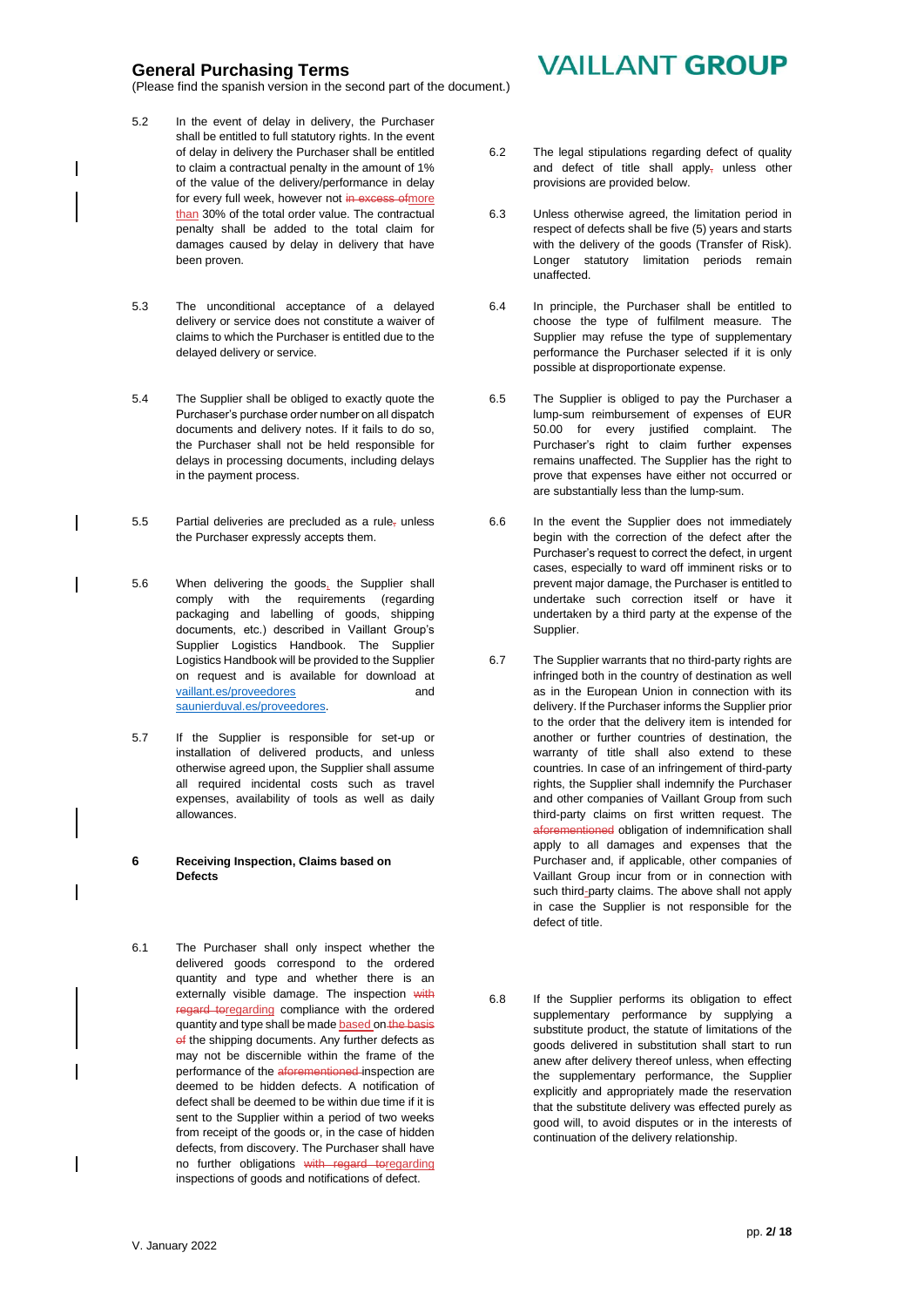5.2 In the event of delay in delivery, the Purchaser shall be entitled to full statutory rights. In the event of delay in delivery the Purchaser shall be entitled to claim a contractual penalty in the amount of 1% of the value of the delivery/performance in delay for every full week, however not ~~in excess of~~more than 30% of the total order value. The contractual penalty shall be added to the total claim for damages caused by delay in delivery that have been proven.

5.3 The unconditional acceptance of a delayed delivery or service does not constitute a waiver of claims to which the Purchaser is entitled due to the delayed delivery or service.

5.4 The Supplier shall be obliged to exactly quote the Purchaser's purchase order number on all dispatch documents and delivery notes. If it fails to do so, the Purchaser shall not be held responsible for delays in processing documents, including delays in the payment process.

5.5 Partial deliveries are precluded as a rule~~,~~ unless the Purchaser expressly accepts them.

5.6 When delivering the goods, the Supplier shall comply with the requirements (regarding packaging and labelling of goods, shipping documents, etc.) described in Vaillant Group's Supplier Logistics Handbook. The Supplier Logistics Handbook will be provided to the Supplier on request and is available for download at vaillant.es/proveedores and saunierduval.es/proveedores.

5.7 If the Supplier is responsible for set-up or installation of delivered products, and unless otherwise agreed upon, the Supplier shall assume all required incidental costs such as travel expenses, availability of tools as well as daily allowances.

## 6 Receiving Inspection, Claims based on Defects

6.1 The Purchaser shall only inspect whether the delivered goods correspond to the ordered quantity and type and whether there is an externally visible damage. The inspection ~~with regard to~~regarding compliance with the ordered quantity and type shall be made based on ~~the basis of~~ the shipping documents. Any further defects as may not be discernible within the frame of the performance of the ~~aforementioned~~ inspection are deemed to be hidden defects. A notification of defect shall be deemed to be within due time if it is sent to the Supplier within a period of two weeks from receipt of the goods or, in the case of hidden defects, from discovery. The Purchaser shall have no further obligations ~~with regard to~~regarding inspections of goods and notifications of defect.

6.2 The legal stipulations regarding defect of quality and defect of title shall apply~~,~~ unless other provisions are provided below.

6.3 Unless otherwise agreed, the limitation period in respect of defects shall be five (5) years and starts with the delivery of the goods (Transfer of Risk). Longer statutory limitation periods remain unaffected.

6.4 In principle, the Purchaser shall be entitled to choose the type of fulfilment measure. The Supplier may refuse the type of supplementary performance the Purchaser selected if it is only possible at disproportionate expense.

6.5 The Supplier is obliged to pay the Purchaser a lump-sum reimbursement of expenses of EUR 50.00 for every justified complaint. The Purchaser's right to claim further expenses remains unaffected. The Supplier has the right to prove that expenses have either not occurred or are substantially less than the lump-sum.

6.6 In the event the Supplier does not immediately begin with the correction of the defect after the Purchaser's request to correct the defect, in urgent cases, especially to ward off imminent risks or to prevent major damage, the Purchaser is entitled to undertake such correction itself or have it undertaken by a third party at the expense of the Supplier.

6.7 The Supplier warrants that no third-party rights are infringed both in the country of destination as well as in the European Union in connection with its delivery. If the Purchaser informs the Supplier prior to the order that the delivery item is intended for another or further countries of destination, the warranty of title shall also extend to these countries. In case of an infringement of third-party rights, the Supplier shall indemnify the Purchaser and other companies of Vaillant Group from such third-party claims on first written request. The aforementioned obligation of indemnification shall apply to all damages and expenses that the Purchaser and, if applicable, other companies of Vaillant Group incur from or in connection with such third-party claims. The above shall not apply in case the Supplier is not responsible for the defect of title.

6.8 If the Supplier performs its obligation to effect supplementary performance by supplying a substitute product, the statute of limitations of the goods delivered in substitution shall start to run anew after delivery thereof unless, when effecting the supplementary performance, the Supplier explicitly and appropriately made the reservation that the substitute delivery was effected purely as good will, to avoid disputes or in the interests of continuation of the delivery relationship.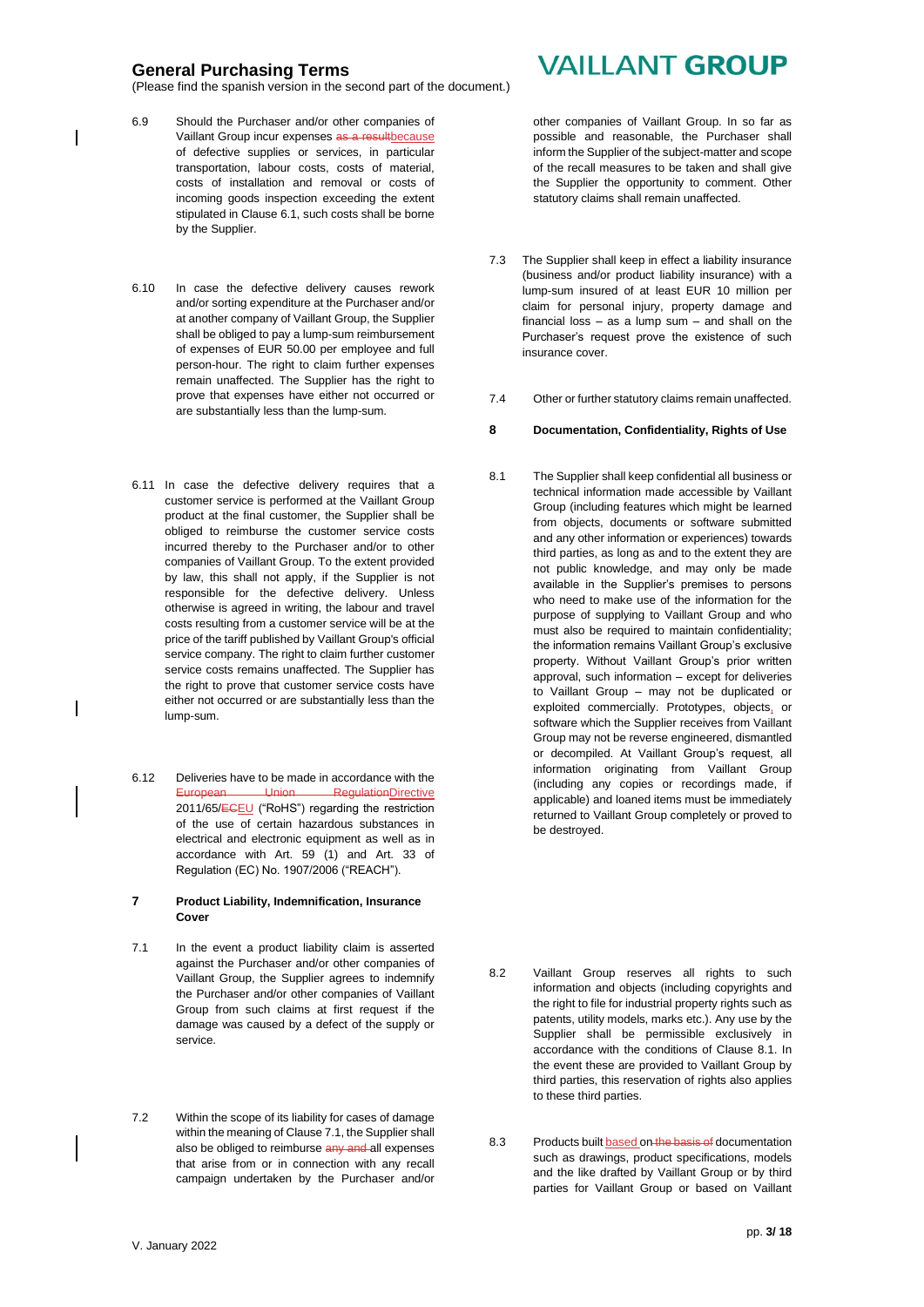6.9 Should the Purchaser and/or other companies of Vaillant Group incur expenses ~~as a result~~because of defective supplies or services, in particular transportation, labour costs, costs of material, costs of installation and removal or costs of incoming goods inspection exceeding the extent stipulated in Clause 6.1, such costs shall be borne by the Supplier.

6.10 In case the defective delivery causes rework and/or sorting expenditure at the Purchaser and/or at another company of Vaillant Group, the Supplier shall be obliged to pay a lump-sum reimbursement of expenses of EUR 50.00 per employee and full person-hour. The right to claim further expenses remain unaffected. The Supplier has the right to prove that expenses have either not occurred or are substantially less than the lump-sum.

6.11 In case the defective delivery requires that a customer service is performed at the Vaillant Group product at the final customer, the Supplier shall be obliged to reimburse the customer service costs incurred thereby to the Purchaser and/or to other companies of Vaillant Group. To the extent provided by law, this shall not apply, if the Supplier is not responsible for the defective delivery. Unless otherwise is agreed in writing, the labour and travel costs resulting from a customer service will be at the price of the tariff published by Vaillant Group's official service company. The right to claim further customer service costs remains unaffected. The Supplier has the right to prove that customer service costs have either not occurred or are substantially less than the lump-sum.

6.12 Deliveries have to be made in accordance with the ~~European Union Regulation~~Directive 2011/65/~~EC~~EU ("RoHS") regarding the restriction of the use of certain hazardous substances in electrical and electronic equipment as well as in accordance with Art. 59 (1) and Art. 33 of Regulation (EC) No. 1907/2006 ("REACH").

## 7 Product Liability, Indemnification, Insurance Cover

7.1 In the event a product liability claim is asserted against the Purchaser and/or other companies of Vaillant Group, the Supplier agrees to indemnify the Purchaser and/or other companies of Vaillant Group from such claims at first request if the damage was caused by a defect of the supply or service.

7.2 Within the scope of its liability for cases of damage within the meaning of Clause 7.1, the Supplier shall also be obliged to reimburse ~~any and~~ all expenses that arise from or in connection with any recall campaign undertaken by the Purchaser and/or other companies of Vaillant Group. In so far as possible and reasonable, the Purchaser shall inform the Supplier of the subject-matter and scope of the recall measures to be taken and shall give the Supplier the opportunity to comment. Other statutory claims shall remain unaffected.

7.3 The Supplier shall keep in effect a liability insurance (business and/or product liability insurance) with a lump-sum insured of at least EUR 10 million per claim for personal injury, property damage and financial loss – as a lump sum – and shall on the Purchaser's request prove the existence of such insurance cover.

7.4 Other or further statutory claims remain unaffected.

## 8 Documentation, Confidentiality, Rights of Use

8.1 The Supplier shall keep confidential all business or technical information made accessible by Vaillant Group (including features which might be learned from objects, documents or software submitted and any other information or experiences) towards third parties, as long as and to the extent they are not public knowledge, and may only be made available in the Supplier's premises to persons who need to make use of the information for the purpose of supplying to Vaillant Group and who must also be required to maintain confidentiality; the information remains Vaillant Group's exclusive property. Without Vaillant Group's prior written approval, such information – except for deliveries to Vaillant Group – may not be duplicated or exploited commercially. Prototypes, objects, or software which the Supplier receives from Vaillant Group may not be reverse engineered, dismantled or decompiled. At Vaillant Group's request, all information originating from Vaillant Group (including any copies or recordings made, if applicable) and loaned items must be immediately returned to Vaillant Group completely or proved to be destroyed.

8.2 Vaillant Group reserves all rights to such information and objects (including copyrights and the right to file for industrial property rights such as patents, utility models, marks etc.). Any use by the Supplier shall be permissible exclusively in accordance with the conditions of Clause 8.1. In the event these are provided to Vaillant Group by third parties, this reservation of rights also applies to these third parties.

8.3 Products built based ~~on the basis of~~ documentation such as drawings, product specifications, models and the like drafted by Vaillant Group or by third parties for Vaillant Group or based on Vaillant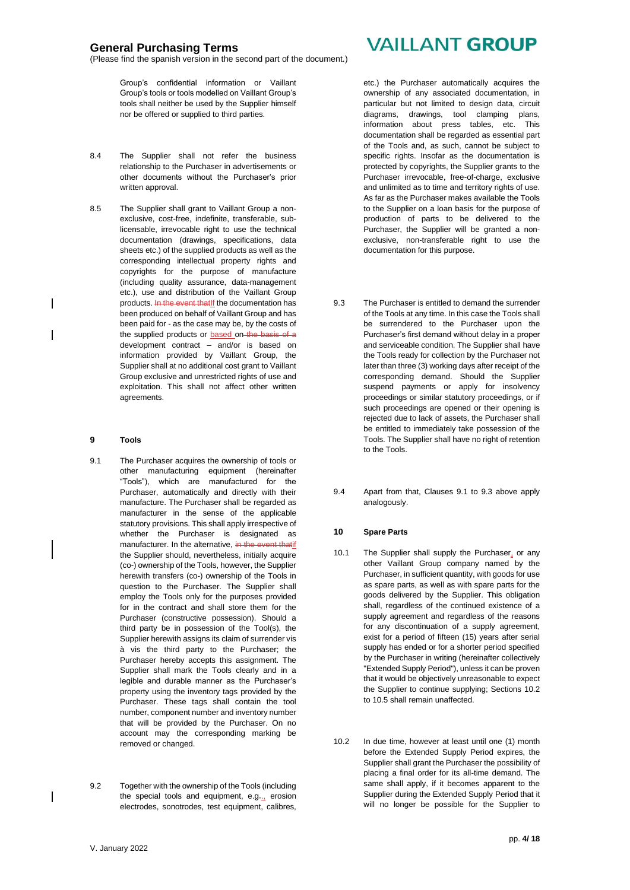Group's confidential information or Vaillant Group's tools or tools modelled on Vaillant Group's tools shall neither be used by the Supplier himself nor be offered or supplied to third parties.

8.4 The Supplier shall not refer the business relationship to the Purchaser in advertisements or other documents without the Purchaser's prior written approval.

8.5 The Supplier shall grant to Vaillant Group a non-exclusive, cost-free, indefinite, transferable, sub-licensable, irrevocable right to use the technical documentation (drawings, specifications, data sheets etc.) of the supplied products as well as the corresponding intellectual property rights and copyrights for the purpose of manufacture (including quality assurance, data-management etc.), use and distribution of the Vaillant Group products. ~~In the event that~~If the documentation has been produced on behalf of Vaillant Group and has been paid for - as the case may be, by the costs of the supplied products or based on ~~the basis of a~~ development contract – and/or is based on information provided by Vaillant Group, the Supplier shall at no additional cost grant to Vaillant Group exclusive and unrestricted rights of use and exploitation. This shall not affect other written agreements.

## 9 Tools

9.1 The Purchaser acquires the ownership of tools or other manufacturing equipment (hereinafter "Tools"), which are manufactured for the Purchaser, automatically and directly with their manufacture. The Purchaser shall be regarded as manufacturer in the sense of the applicable statutory provisions. This shall apply irrespective of whether the Purchaser is designated as manufacturer. In the alternative, ~~in the event that~~if the Supplier should, nevertheless, initially acquire (co-) ownership of the Tools, however, the Supplier herewith transfers (co-) ownership of the Tools in question to the Purchaser. The Supplier shall employ the Tools only for the purposes provided for in the contract and shall store them for the Purchaser (constructive possession). Should a third party be in possession of the Tool(s), the Supplier herewith assigns its claim of surrender vis à vis the third party to the Purchaser; the Purchaser hereby accepts this assignment. The Supplier shall mark the Tools clearly and in a legible and durable manner as the Purchaser's property using the inventory tags provided by the Purchaser. These tags shall contain the tool number, component number and inventory number that will be provided by the Purchaser. On no account may the corresponding marking be removed or changed.

9.2 Together with the ownership of the Tools (including the special tools and equipment, e.g.~~-~~, erosion electrodes, sonotrodes, test equipment, calibres, etc.) the Purchaser automatically acquires the ownership of any associated documentation, in particular but not limited to design data, circuit diagrams, drawings, tool clamping plans, information about press tables, etc. This documentation shall be regarded as essential part of the Tools and, as such, cannot be subject to specific rights. Insofar as the documentation is protected by copyrights, the Supplier grants to the Purchaser irrevocable, free-of-charge, exclusive and unlimited as to time and territory rights of use. As far as the Purchaser makes available the Tools to the Supplier on a loan basis for the purpose of production of parts to be delivered to the Purchaser, the Supplier will be granted a non-exclusive, non-transferable right to use the documentation for this purpose.

9.3 The Purchaser is entitled to demand the surrender of the Tools at any time. In this case the Tools shall be surrendered to the Purchaser upon the Purchaser's first demand without delay in a proper and serviceable condition. The Supplier shall have the Tools ready for collection by the Purchaser not later than three (3) working days after receipt of the corresponding demand. Should the Supplier suspend payments or apply for insolvency proceedings or similar statutory proceedings, or if such proceedings are opened or their opening is rejected due to lack of assets, the Purchaser shall be entitled to immediately take possession of the Tools. The Supplier shall have no right of retention to the Tools.

9.4 Apart from that, Clauses 9.1 to 9.3 above apply analogously.

## 10 Spare Parts

10.1 The Supplier shall supply the Purchaser, or any other Vaillant Group company named by the Purchaser, in sufficient quantity, with goods for use as spare parts, as well as with spare parts for the goods delivered by the Supplier. This obligation shall, regardless of the continued existence of a supply agreement and regardless of the reasons for any discontinuation of a supply agreement, exist for a period of fifteen (15) years after serial supply has ended or for a shorter period specified by the Purchaser in writing (hereinafter collectively "Extended Supply Period"), unless it can be proven that it would be objectively unreasonable to expect the Supplier to continue supplying; Sections 10.2 to 10.5 shall remain unaffected.

10.2 In due time, however at least until one (1) month before the Extended Supply Period expires, the Supplier shall grant the Purchaser the possibility of placing a final order for its all-time demand. The same shall apply, if it becomes apparent to the Supplier during the Extended Supply Period that it will no longer be possible for the Supplier to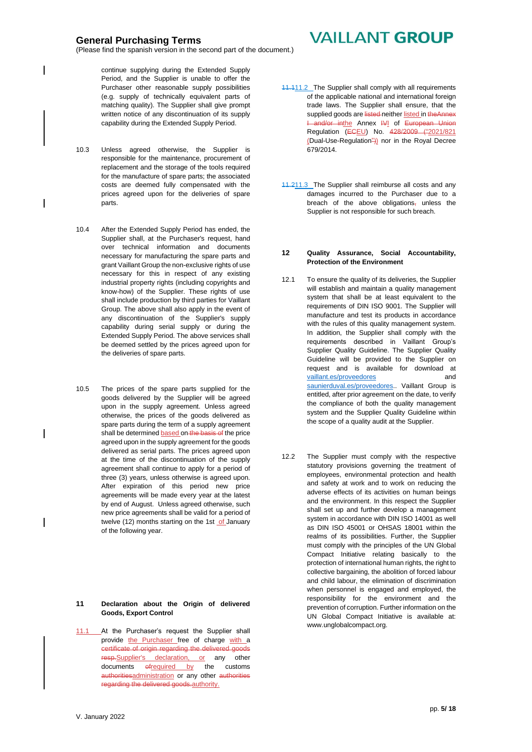continue supplying during the Extended Supply Period, and the Supplier is unable to offer the Purchaser other reasonable supply possibilities (e.g. supply of technically equivalent parts of matching quality). The Supplier shall give prompt written notice of any discontinuation of its supply capability during the Extended Supply Period.

10.3 Unless agreed otherwise, the Supplier is responsible for the maintenance, procurement of replacement and the storage of the tools required for the manufacture of spare parts; the associated costs are deemed fully compensated with the prices agreed upon for the deliveries of spare parts.

10.4 After the Extended Supply Period has ended, the Supplier shall, at the Purchaser's request, hand over technical information and documents necessary for manufacturing the spare parts and grant Vaillant Group the non-exclusive rights of use necessary for this in respect of any existing industrial property rights (including copyrights and know-how) of the Supplier. These rights of use shall include production by third parties for Vaillant Group. The above shall also apply in the event of any discontinuation of the Supplier's supply capability during serial supply or during the Extended Supply Period. The above services shall be deemed settled by the prices agreed upon for the deliveries of spare parts.

10.5 The prices of the spare parts supplied for the goods delivered by the Supplier will be agreed upon in the supply agreement. Unless agreed otherwise, the prices of the goods delivered as spare parts during the term of a supply agreement shall be determined based on ~~the basis of~~ the price agreed upon in the supply agreement for the goods delivered as serial parts. The prices agreed upon at the time of the discontinuation of the supply agreement shall continue to apply for a period of three (3) years, unless otherwise is agreed upon. After expiration of this period new price agreements will be made every year at the latest by end of August. Unless agreed otherwise, such new price agreements shall be valid for a period of twelve (12) months starting on the 1st of January of the following year.

## 11 Declaration about the Origin of delivered Goods, Export Control

11.1 At the Purchaser's request the Supplier shall provide the Purchaser free of charge with a ~~certificate of origin regarding the delivered goods resp.~~ Supplier's declaration, or any other documents ~~of~~ required by the customs ~~authorities~~ administration or any other ~~authorities regarding the delivered goods.~~ authority.

~~11.1~~ 11.2 The Supplier shall comply with all requirements of the applicable national and international foreign trade laws. The Supplier shall ensure, that the supplied goods are ~~listed~~ neither listed in ~~the~~ ~~Annex I and/or in~~ the Annex ~~IV~~ I of ~~European Union~~ Regulation (~~EC~~ EU) No. ~~428/2009 ("~~ 2021/821 (Dual-Use-Regulation~~")~~) nor in the Royal Decree 679/2014.

~~11.2~~ 11.3 The Supplier shall reimburse all costs and any damages incurred to the Purchaser due to a breach of the above obligations~~,~~ unless the Supplier is not responsible for such breach.

## 12 Quality Assurance, Social Accountability, Protection of the Environment

12.1 To ensure the quality of its deliveries, the Supplier will establish and maintain a quality management system that shall be at least equivalent to the requirements of DIN ISO 9001. The Supplier will manufacture and test its products in accordance with the rules of this quality management system. In addition, the Supplier shall comply with the requirements described in Vaillant Group's Supplier Quality Guideline. The Supplier Quality Guideline will be provided to the Supplier on request and is available for download at vaillant.es/proveedores and saunierduval.es/proveedores.. Vaillant Group is entitled, after prior agreement on the date, to verify the compliance of both the quality management system and the Supplier Quality Guideline within the scope of a quality audit at the Supplier.

12.2 The Supplier must comply with the respective statutory provisions governing the treatment of employees, environmental protection and health and safety at work and to work on reducing the adverse effects of its activities on human beings and the environment. In this respect the Supplier shall set up and further develop a management system in accordance with DIN ISO 14001 as well as DIN ISO 45001 or OHSAS 18001 within the realms of its possibilities. Further, the Supplier must comply with the principles of the UN Global Compact Initiative relating basically to the protection of international human rights, the right to collective bargaining, the abolition of forced labour and child labour, the elimination of discrimination when personnel is engaged and employed, the responsibility for the environment and the prevention of corruption. Further information on the UN Global Compact Initiative is available at: www.unglobalcompact.org.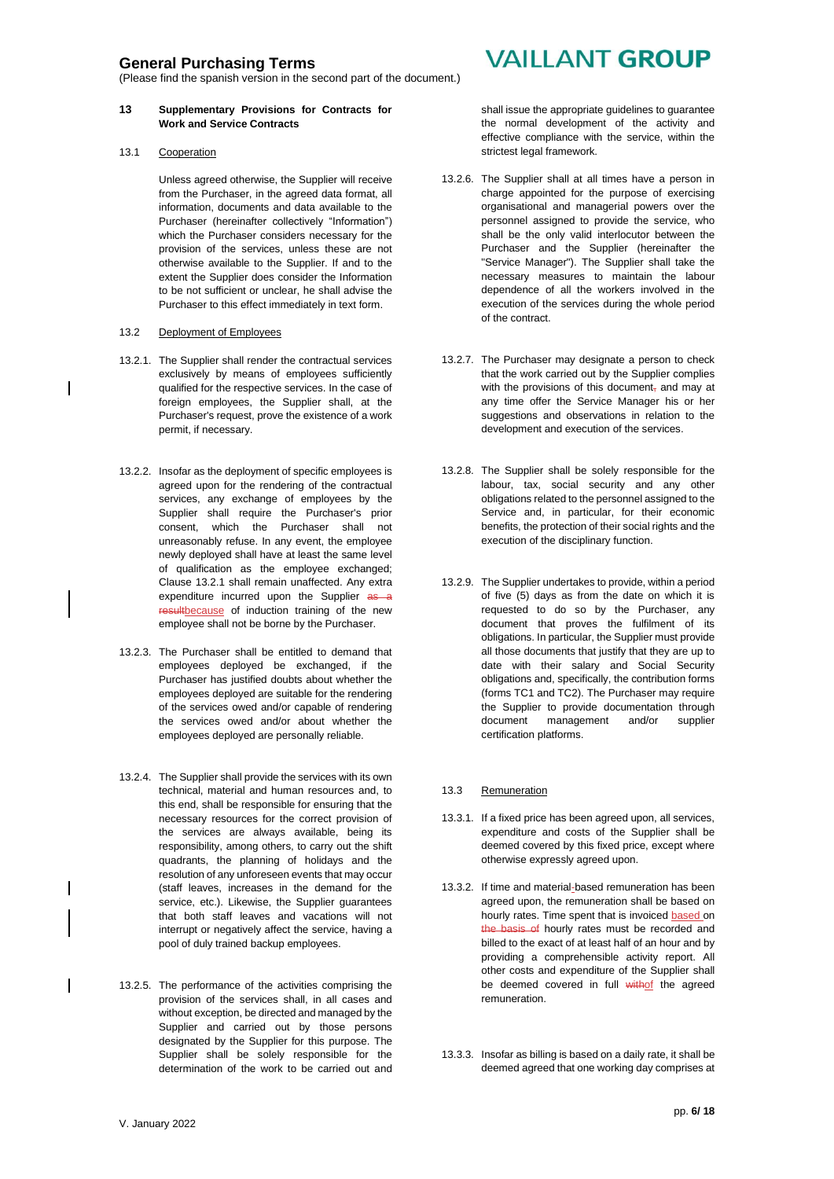**13 Supplementary Provisions for Contracts for Work and Service Contracts**

13.1 Cooperation

Unless agreed otherwise, the Supplier will receive from the Purchaser, in the agreed data format, all information, documents and data available to the Purchaser (hereinafter collectively "Information") which the Purchaser considers necessary for the provision of the services, unless these are not otherwise available to the Supplier. If and to the extent the Supplier does consider the Information to be not sufficient or unclear, he shall advise the Purchaser to this effect immediately in text form.

13.2 Deployment of Employees

13.2.1. The Supplier shall render the contractual services exclusively by means of employees sufficiently qualified for the respective services. In the case of foreign employees, the Supplier shall, at the Purchaser's request, prove the existence of a work permit, if necessary.

13.2.2. Insofar as the deployment of specific employees is agreed upon for the rendering of the contractual services, any exchange of employees by the Supplier shall require the Purchaser's prior consent, which the Purchaser shall not unreasonably refuse. In any event, the employee newly deployed shall have at least the same level of qualification as the employee exchanged; Clause 13.2.1 shall remain unaffected. Any extra expenditure incurred upon the Supplier ~~as a result~~because of induction training of the new employee shall not be borne by the Purchaser.

13.2.3. The Purchaser shall be entitled to demand that employees deployed be exchanged, if the Purchaser has justified doubts about whether the employees deployed are suitable for the rendering of the services owed and/or capable of rendering the services owed and/or about whether the employees deployed are personally reliable.

13.2.4. The Supplier shall provide the services with its own technical, material and human resources and, to this end, shall be responsible for ensuring that the necessary resources for the correct provision of the services are always available, being its responsibility, among others, to carry out the shift quadrants, the planning of holidays and the resolution of any unforeseen events that may occur (staff leaves, increases in the demand for the service, etc.). Likewise, the Supplier guarantees that both staff leaves and vacations will not interrupt or negatively affect the service, having a pool of duly trained backup employees.

13.2.5. The performance of the activities comprising the provision of the services shall, in all cases and without exception, be directed and managed by the Supplier and carried out by those persons designated by the Supplier for this purpose. The Supplier shall be solely responsible for the determination of the work to be carried out and shall issue the appropriate guidelines to guarantee the normal development of the activity and effective compliance with the service, within the strictest legal framework.

13.2.6. The Supplier shall at all times have a person in charge appointed for the purpose of exercising organisational and managerial powers over the personnel assigned to provide the service, who shall be the only valid interlocutor between the Purchaser and the Supplier (hereinafter the "Service Manager"). The Supplier shall take the necessary measures to maintain the labour dependence of all the workers involved in the execution of the services during the whole period of the contract.

13.2.7. The Purchaser may designate a person to check that the work carried out by the Supplier complies with the provisions of this document~~,~~ and may at any time offer the Service Manager his or her suggestions and observations in relation to the development and execution of the services.

13.2.8. The Supplier shall be solely responsible for the labour, tax, social security and any other obligations related to the personnel assigned to the Service and, in particular, for their economic benefits, the protection of their social rights and the execution of the disciplinary function.

13.2.9. The Supplier undertakes to provide, within a period of five (5) days as from the date on which it is requested to do so by the Purchaser, any document that proves the fulfilment of its obligations. In particular, the Supplier must provide all those documents that justify that they are up to date with their salary and Social Security obligations and, specifically, the contribution forms (forms TC1 and TC2). The Purchaser may require the Supplier to provide documentation through document management and/or supplier certification platforms.

13.3 Remuneration

13.3.1. If a fixed price has been agreed upon, all services, expenditure and costs of the Supplier shall be deemed covered by this fixed price, except where otherwise expressly agreed upon.

13.3.2. If time and material-based remuneration has been agreed upon, the remuneration shall be based on hourly rates. Time spent that is invoiced based on ~~the basis of~~ hourly rates must be recorded and billed to the exact of at least half of an hour and by providing a comprehensible activity report. All other costs and expenditure of the Supplier shall be deemed covered in full ~~with~~of the agreed remuneration.

13.3.3. Insofar as billing is based on a daily rate, it shall be deemed agreed that one working day comprises at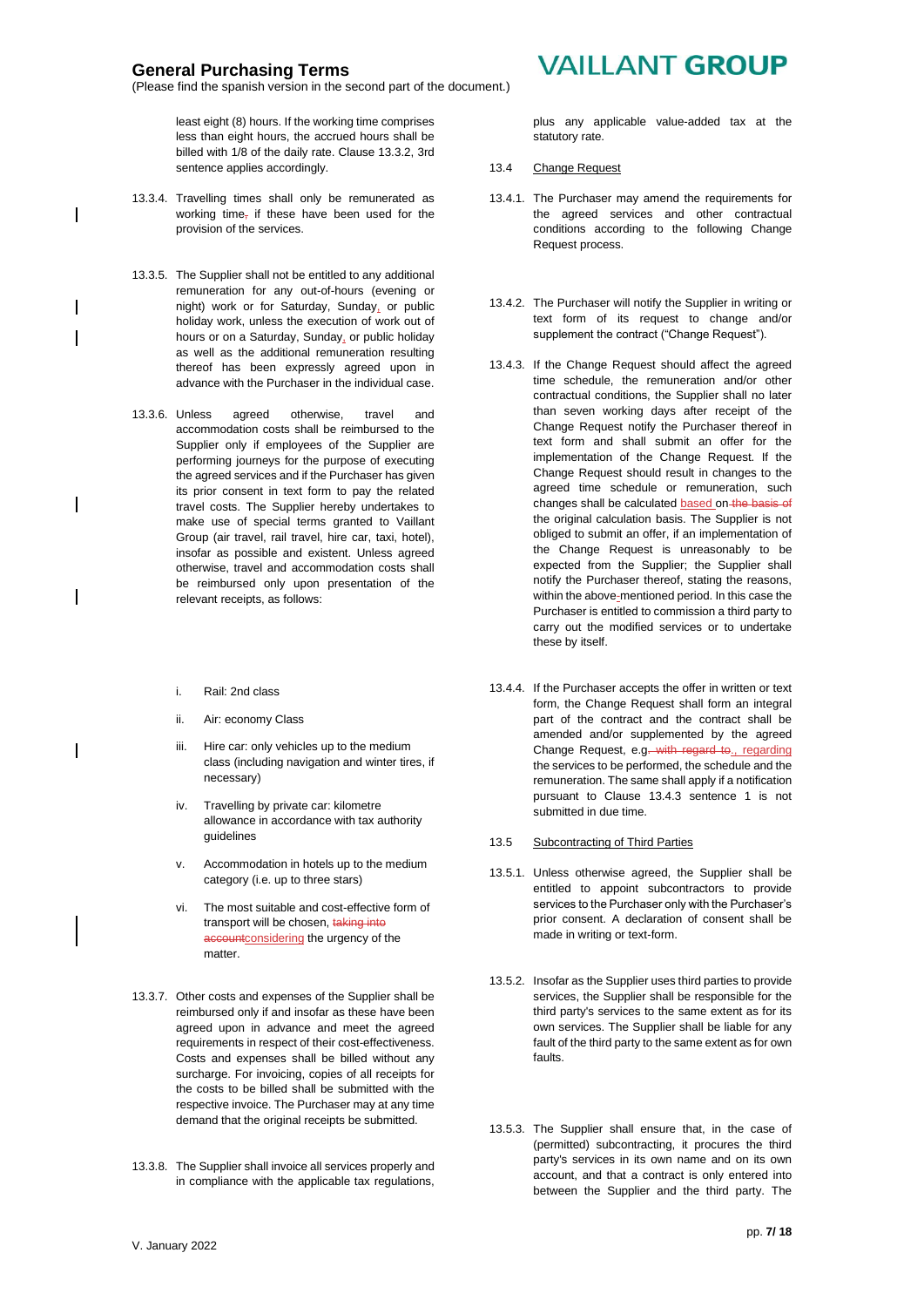least eight (8) hours. If the working time comprises less than eight hours, the accrued hours shall be billed with 1/8 of the daily rate. Clause 13.3.2, 3rd sentence applies accordingly.

13.3.4. Travelling times shall only be remunerated as working time, if these have been used for the provision of the services.

13.3.5. The Supplier shall not be entitled to any additional remuneration for any out-of-hours (evening or night) work or for Saturday, Sunday, or public holiday work, unless the execution of work out of hours or on a Saturday, Sunday, or public holiday as well as the additional remuneration resulting thereof has been expressly agreed upon in advance with the Purchaser in the individual case.

13.3.6. Unless agreed otherwise, travel and accommodation costs shall be reimbursed to the Supplier only if employees of the Supplier are performing journeys for the purpose of executing the agreed services and if the Purchaser has given its prior consent in text form to pay the related travel costs. The Supplier hereby undertakes to make use of special terms granted to Vaillant Group (air travel, rail travel, hire car, taxi, hotel), insofar as possible and existent. Unless agreed otherwise, travel and accommodation costs shall be reimbursed only upon presentation of the relevant receipts, as follows:

i. Rail: 2nd class

ii. Air: economy Class

iii. Hire car: only vehicles up to the medium class (including navigation and winter tires, if necessary)

iv. Travelling by private car: kilometre allowance in accordance with tax authority guidelines

v. Accommodation in hotels up to the medium category (i.e. up to three stars)

vi. The most suitable and cost-effective form of transport will be chosen, considering the urgency of the matter.

13.3.7. Other costs and expenses of the Supplier shall be reimbursed only if and insofar as these have been agreed upon in advance and meet the agreed requirements in respect of their cost-effectiveness. Costs and expenses shall be billed without any surcharge. For invoicing, copies of all receipts for the costs to be billed shall be submitted with the respective invoice. The Purchaser may at any time demand that the original receipts be submitted.

13.3.8. The Supplier shall invoice all services properly and in compliance with the applicable tax regulations, plus any applicable value-added tax at the statutory rate.

13.4 Change Request

13.4.1. The Purchaser may amend the requirements for the agreed services and other contractual conditions according to the following Change Request process.

13.4.2. The Purchaser will notify the Supplier in writing or text form of its request to change and/or supplement the contract ("Change Request").

13.4.3. If the Change Request should affect the agreed time schedule, the remuneration and/or other contractual conditions, the Supplier shall no later than seven working days after receipt of the Change Request notify the Purchaser thereof in text form and shall submit an offer for the implementation of the Change Request. If the Change Request should result in changes to the agreed time schedule or remuneration, such changes shall be calculated based on the original calculation basis. The Supplier is not obliged to submit an offer, if an implementation of the Change Request is unreasonably to be expected from the Supplier; the Supplier shall notify the Purchaser thereof, stating the reasons, within the above-mentioned period. In this case the Purchaser is entitled to commission a third party to carry out the modified services or to undertake these by itself.

13.4.4. If the Purchaser accepts the offer in written or text form, the Change Request shall form an integral part of the contract and the contract shall be amended and/or supplemented by the agreed Change Request, e.g., regarding the services to be performed, the schedule and the remuneration. The same shall apply if a notification pursuant to Clause 13.4.3 sentence 1 is not submitted in due time.

13.5 Subcontracting of Third Parties

13.5.1. Unless otherwise agreed, the Supplier shall be entitled to appoint subcontractors to provide services to the Purchaser only with the Purchaser's prior consent. A declaration of consent shall be made in writing or text-form.

13.5.2. Insofar as the Supplier uses third parties to provide services, the Supplier shall be responsible for the third party's services to the same extent as for its own services. The Supplier shall be liable for any fault of the third party to the same extent as for own faults.

13.5.3. The Supplier shall ensure that, in the case of (permitted) subcontracting, it procures the third party's services in its own name and on its own account, and that a contract is only entered into between the Supplier and the third party. The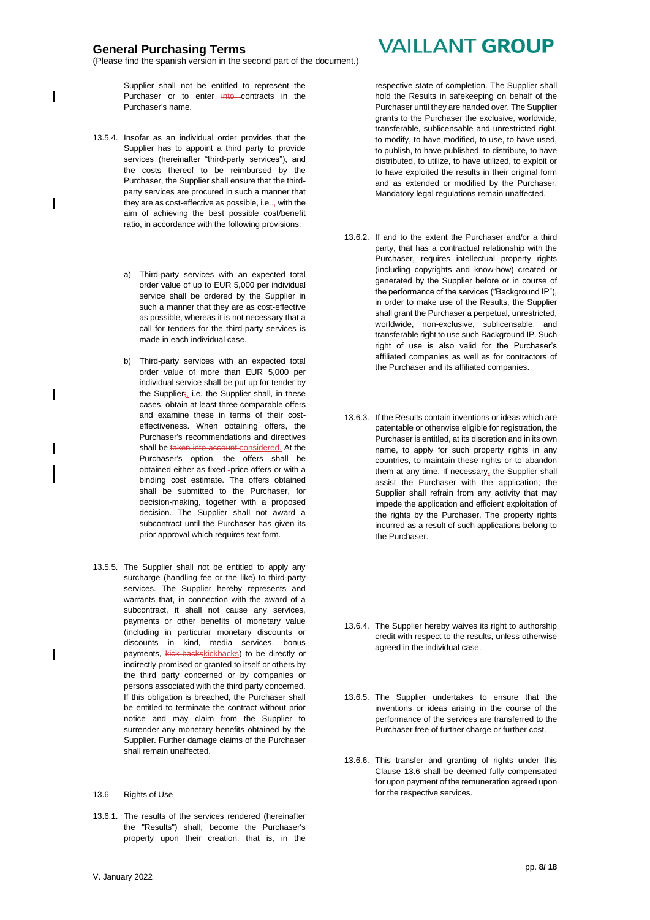Supplier shall not be entitled to represent the Purchaser or to enter contracts in the Purchaser's name.

13.5.4. Insofar as an individual order provides that the Supplier has to appoint a third party to provide services (hereinafter "third-party services"), and the costs thereof to be reimbursed by the Purchaser, the Supplier shall ensure that the third-party services are procured in such a manner that they are as cost-effective as possible, i.e., with the aim of achieving the best possible cost/benefit ratio, in accordance with the following provisions:

a) Third-party services with an expected total order value of up to EUR 5,000 per individual service shall be ordered by the Supplier in such a manner that they are as cost-effective as possible, whereas it is not necessary that a call for tenders for the third-party services is made in each individual case.

b) Third-party services with an expected total order value of more than EUR 5,000 per individual service shall be put up for tender by the Supplier, i.e. the Supplier shall, in these cases, obtain at least three comparable offers and examine these in terms of their cost-effectiveness. When obtaining offers, the Purchaser's recommendations and directives shall be considered. At the Purchaser's option, the offers shall be obtained either as fixed price offers or with a binding cost estimate. The offers obtained shall be submitted to the Purchaser, for decision-making, together with a proposed decision. The Supplier shall not award a subcontract until the Purchaser has given its prior approval which requires text form.

13.5.5. The Supplier shall not be entitled to apply any surcharge (handling fee or the like) to third-party services. The Supplier hereby represents and warrants that, in connection with the award of a subcontract, it shall not cause any services, payments or other benefits of monetary value (including in particular monetary discounts or discounts in kind, media services, bonus payments, kickbacks) to be directly or indirectly promised or granted to itself or others by the third party concerned or by companies or persons associated with the third party concerned. If this obligation is breached, the Purchaser shall be entitled to terminate the contract without prior notice and may claim from the Supplier to surrender any monetary benefits obtained by the Supplier. Further damage claims of the Purchaser shall remain unaffected.

13.6 Rights of Use

13.6.1. The results of the services rendered (hereinafter the "Results") shall, become the Purchaser's property upon their creation, that is, in the respective state of completion. The Supplier shall hold the Results in safekeeping on behalf of the Purchaser until they are handed over. The Supplier grants to the Purchaser the exclusive, worldwide, transferable, sublicensable and unrestricted right, to modify, to have modified, to use, to have used, to publish, to have published, to distribute, to have distributed, to utilize, to have utilized, to exploit or to have exploited the results in their original form and as extended or modified by the Purchaser. Mandatory legal regulations remain unaffected.

13.6.2. If and to the extent the Purchaser and/or a third party, that has a contractual relationship with the Purchaser, requires intellectual property rights (including copyrights and know-how) created or generated by the Supplier before or in course of the performance of the services ("Background IP"), in order to make use of the Results, the Supplier shall grant the Purchaser a perpetual, unrestricted, worldwide, non-exclusive, sublicensable, and transferable right to use such Background IP. Such right of use is also valid for the Purchaser's affiliated companies as well as for contractors of the Purchaser and its affiliated companies.

13.6.3. If the Results contain inventions or ideas which are patentable or otherwise eligible for registration, the Purchaser is entitled, at its discretion and in its own name, to apply for such property rights in any countries, to maintain these rights or to abandon them at any time. If necessary, the Supplier shall assist the Purchaser with the application; the Supplier shall refrain from any activity that may impede the application and efficient exploitation of the rights by the Purchaser. The property rights incurred as a result of such applications belong to the Purchaser.

13.6.4. The Supplier hereby waives its right to authorship credit with respect to the results, unless otherwise agreed in the individual case.

13.6.5. The Supplier undertakes to ensure that the inventions or ideas arising in the course of the performance of the services are transferred to the Purchaser free of further charge or further cost.

13.6.6. This transfer and granting of rights under this Clause 13.6 shall be deemed fully compensated for upon payment of the remuneration agreed upon for the respective services.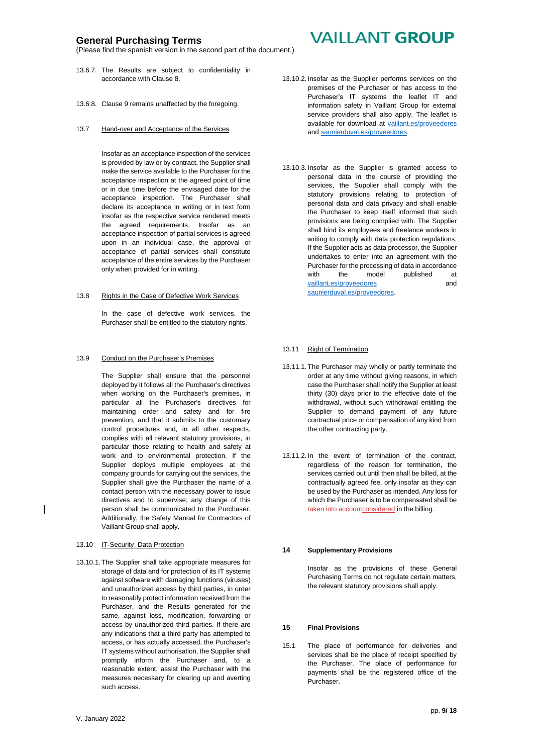13.6.7. The Results are subject to confidentiality in accordance with Clause 8.

13.6.8. Clause 9 remains unaffected by the foregoing.

13.7 Hand-over and Acceptance of the Services

Insofar as an acceptance inspection of the services is provided by law or by contract, the Supplier shall make the service available to the Purchaser for the acceptance inspection at the agreed point of time or in due time before the envisaged date for the acceptance inspection. The Purchaser shall declare its acceptance in writing or in text form insofar as the respective service rendered meets the agreed requirements. Insofar as an acceptance inspection of partial services is agreed upon in an individual case, the approval or acceptance of partial services shall constitute acceptance of the entire services by the Purchaser only when provided for in writing.

13.8 Rights in the Case of Defective Work Services

In the case of defective work services, the Purchaser shall be entitled to the statutory rights.

13.9 Conduct on the Purchaser's Premises

The Supplier shall ensure that the personnel deployed by it follows all the Purchaser's directives when working on the Purchaser's premises, in particular all the Purchaser's directives for maintaining order and safety and for fire prevention, and that it submits to the customary control procedures and, in all other respects, complies with all relevant statutory provisions, in particular those relating to health and safety at work and to environmental protection. If the Supplier deploys multiple employees at the company grounds for carrying out the services, the Supplier shall give the Purchaser the name of a contact person with the necessary power to issue directives and to supervise; any change of this person shall be communicated to the Purchaser. Additionally, the Safety Manual for Contractors of Vaillant Group shall apply.

13.10 IT-Security, Data Protection

13.10.1. The Supplier shall take appropriate measures for storage of data and for protection of its IT systems against software with damaging functions (viruses) and unauthorized access by third parties, in order to reasonably protect information received from the Purchaser, and the Results generated for the same, against loss, modification, forwarding or access by unauthorized third parties. If there are any indications that a third party has attempted to access, or has actually accessed, the Purchaser's IT systems without authorisation, the Supplier shall promptly inform the Purchaser and, to a reasonable extent, assist the Purchaser with the measures necessary for clearing up and averting such access.

13.10.2. Insofar as the Supplier performs services on the premises of the Purchaser or has access to the Purchaser's IT systems the leaflet IT and information safety in Vaillant Group for external service providers shall also apply. The leaflet is available for download at vaillant.es/proveedores and saunierduval.es/proveedores.

13.10.3. Insofar as the Supplier is granted access to personal data in the course of providing the services, the Supplier shall comply with the statutory provisions relating to protection of personal data and data privacy and shall enable the Purchaser to keep itself informed that such provisions are being complied with. The Supplier shall bind its employees and freelance workers in writing to comply with data protection regulations. If the Supplier acts as data processor, the Supplier undertakes to enter into an agreement with the Purchaser for the processing of data in accordance with the model published at vaillant.es/proveedores and saunierduval.es/proveedores.

13.11 Right of Termination

13.11.1. The Purchaser may wholly or partly terminate the order at any time without giving reasons, in which case the Purchaser shall notify the Supplier at least thirty (30) days prior to the effective date of the withdrawal, without such withdrawal entitling the Supplier to demand payment of any future contractual price or compensation of any kind from the other contracting party.

13.11.2. In the event of termination of the contract, regardless of the reason for termination, the services carried out until then shall be billed, at the contractually agreed fee, only insofar as they can be used by the Purchaser as intended. Any loss for which the Purchaser is to be compensated shall be ~~taken into account~~considered in the billing.

## 14 Supplementary Provisions

Insofar as the provisions of these General Purchasing Terms do not regulate certain matters, the relevant statutory provisions shall apply.

## 15 Final Provisions

15.1 The place of performance for deliveries and services shall be the place of receipt specified by the Purchaser. The place of performance for payments shall be the registered office of the Purchaser.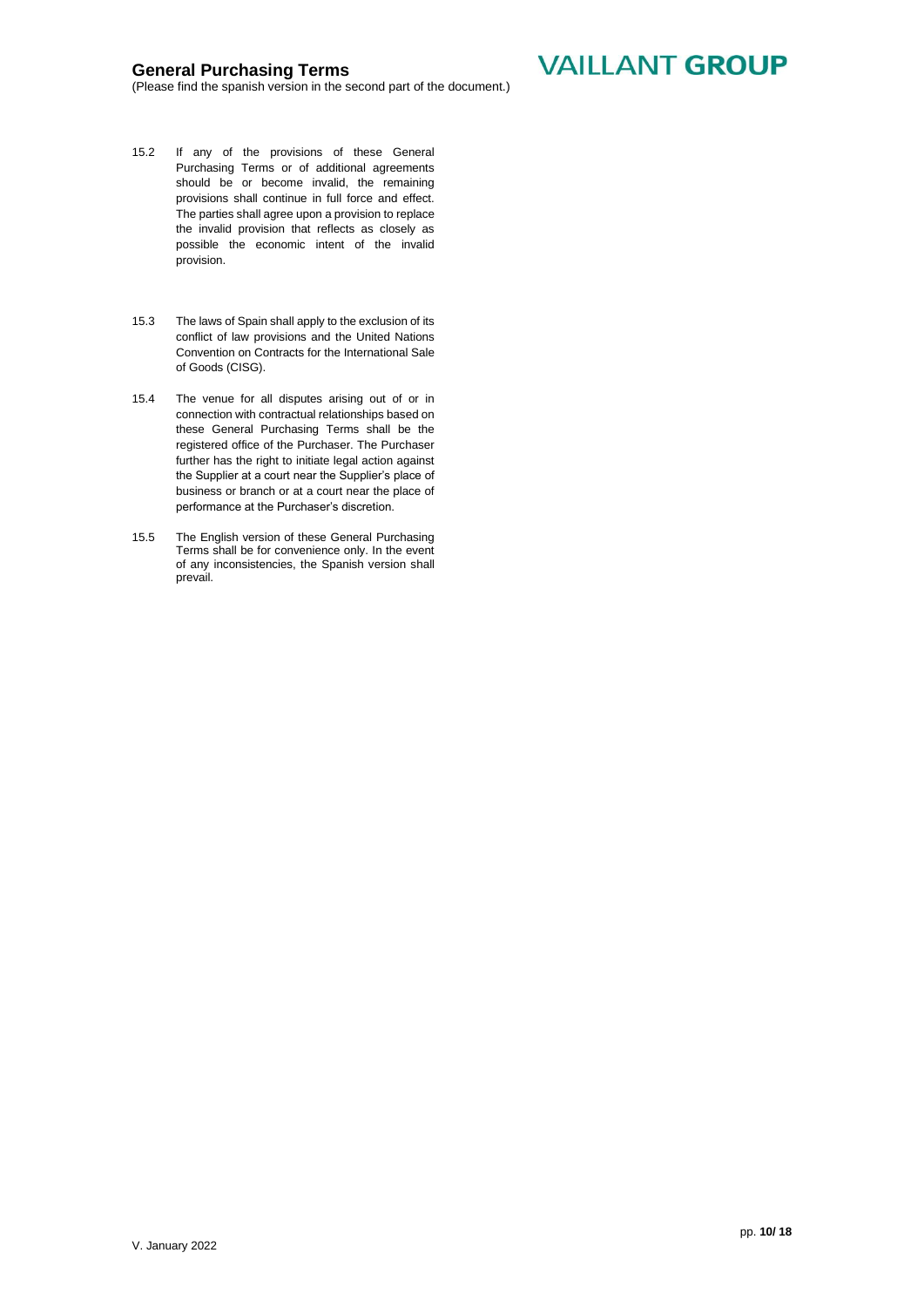15.2 If any of the provisions of these General Purchasing Terms or of additional agreements should be or become invalid, the remaining provisions shall continue in full force and effect. The parties shall agree upon a provision to replace the invalid provision that reflects as closely as possible the economic intent of the invalid provision.

15.3 The laws of Spain shall apply to the exclusion of its conflict of law provisions and the United Nations Convention on Contracts for the International Sale of Goods (CISG).

15.4 The venue for all disputes arising out of or in connection with contractual relationships based on these General Purchasing Terms shall be the registered office of the Purchaser. The Purchaser further has the right to initiate legal action against the Supplier at a court near the Supplier's place of business or branch or at a court near the place of performance at the Purchaser's discretion.

15.5 The English version of these General Purchasing Terms shall be for convenience only. In the event of any inconsistencies, the Spanish version shall prevail.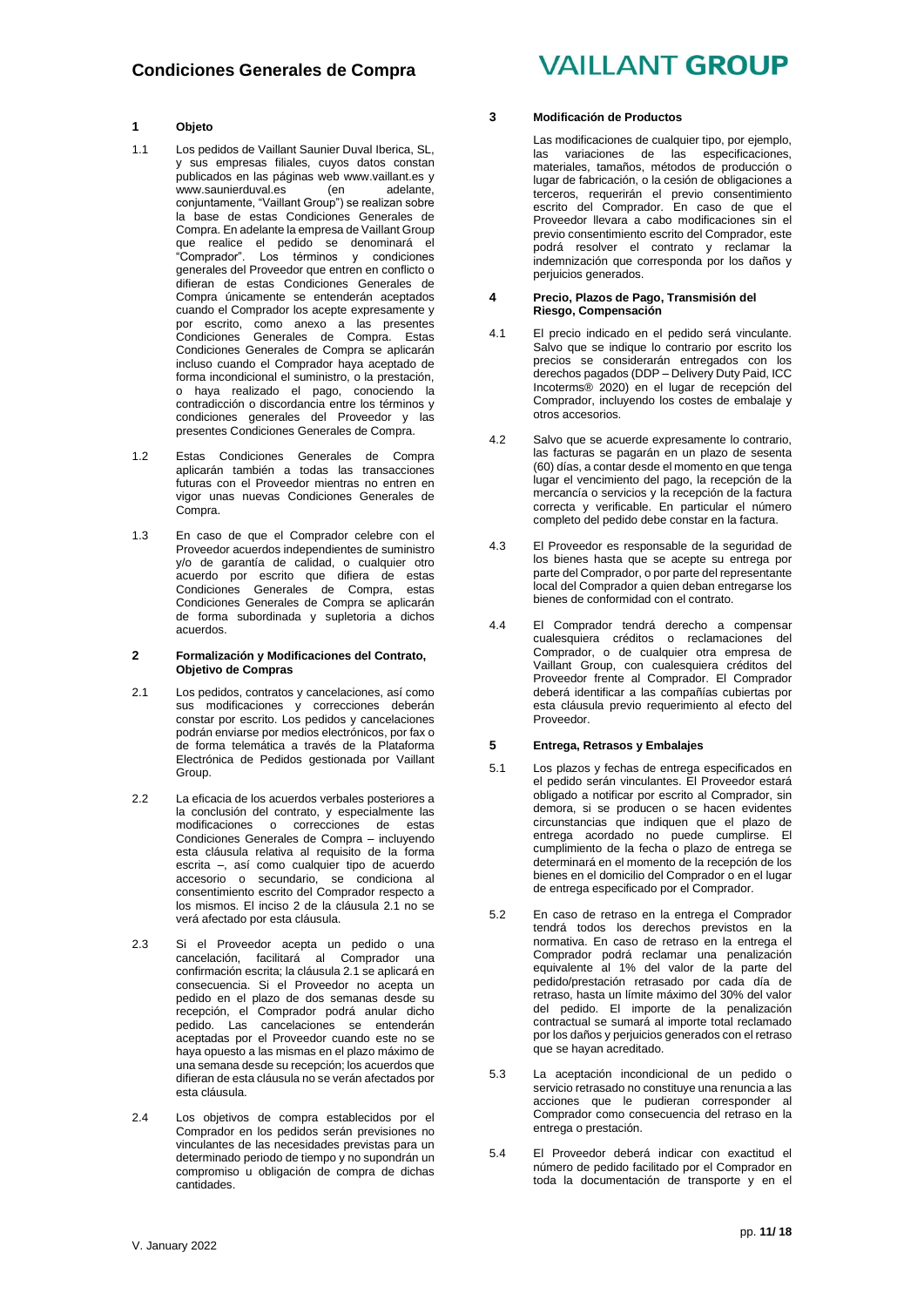# Condiciones Generales de Compra

## 1 Objeto

1.1 Los pedidos de Vaillant Saunier Duval Iberica, SL, y sus empresas filiales, cuyos datos constan publicados en las páginas web www.vaillant.es y www.saunierduval.es (en adelante, conjuntamente, "Vaillant Group") se realizan sobre la base de estas Condiciones Generales de Compra. En adelante la empresa de Vaillant Group que realice el pedido se denominará el "Comprador". Los términos y condiciones generales del Proveedor que entren en conflicto o difieran de estas Condiciones Generales de Compra únicamente se entenderán aceptados cuando el Comprador los acepte expresamente y por escrito, como anexo a las presentes Condiciones Generales de Compra. Estas Condiciones Generales de Compra se aplicarán incluso cuando el Comprador haya aceptado de forma incondicional el suministro, o la prestación, o haya realizado el pago, conociendo la contradicción o discordancia entre los términos y condiciones generales del Proveedor y las presentes Condiciones Generales de Compra.

1.2 Estas Condiciones Generales de Compra aplicarán también a todas las transacciones futuras con el Proveedor mientras no entren en vigor unas nuevas Condiciones Generales de Compra.

1.3 En caso de que el Comprador celebre con el Proveedor acuerdos independientes de suministro y/o de garantía de calidad, o cualquier otro acuerdo por escrito que difiera de estas Condiciones Generales de Compra, estas Condiciones Generales de Compra se aplicarán de forma subordinada y supletoria a dichos acuerdos.

## 2 Formalización y Modificaciones del Contrato, Objetivo de Compras

2.1 Los pedidos, contratos y cancelaciones, así como sus modificaciones y correcciones deberán constar por escrito. Los pedidos y cancelaciones podrán enviarse por medios electrónicos, por fax o de forma telemática a través de la Plataforma Electrónica de Pedidos gestionada por Vaillant Group.

2.2 La eficacia de los acuerdos verbales posteriores a la conclusión del contrato, y especialmente las modificaciones o correcciones de estas Condiciones Generales de Compra – incluyendo esta cláusula relativa al requisito de la forma escrita –, así como cualquier tipo de acuerdo accesorio o secundario, se condiciona al consentimiento escrito del Comprador respecto a los mismos. El inciso 2 de la cláusula 2.1 no se verá afectado por esta cláusula.

2.3 Si el Proveedor acepta un pedido o una cancelación, facilitará al Comprador una confirmación escrita; la cláusula 2.1 se aplicará en consecuencia. Si el Proveedor no acepta un pedido en el plazo de dos semanas desde su recepción, el Comprador podrá anular dicho pedido. Las cancelaciones se entenderán aceptadas por el Proveedor cuando este no se haya opuesto a las mismas en el plazo máximo de una semana desde su recepción; los acuerdos que difieran de esta cláusula no se verán afectados por esta cláusula.

2.4 Los objetivos de compra establecidos por el Comprador en los pedidos serán previsiones no vinculantes de las necesidades previstas para un determinado periodo de tiempo y no supondrán un compromiso u obligación de compra de dichas cantidades.

## 3 Modificación de Productos

Las modificaciones de cualquier tipo, por ejemplo, las variaciones de las especificaciones, materiales, tamaños, métodos de producción o lugar de fabricación, o la cesión de obligaciones a terceros, requerirán el previo consentimiento escrito del Comprador. En caso de que el Proveedor llevara a cabo modificaciones sin el previo consentimiento escrito del Comprador, este podrá resolver el contrato y reclamar la indemnización que corresponda por los daños y perjuicios generados.

## 4 Precio, Plazos de Pago, Transmisión del Riesgo, Compensación

4.1 El precio indicado en el pedido será vinculante. Salvo que se indique lo contrario por escrito los precios se considerarán entregados con los derechos pagados (DDP – Delivery Duty Paid, ICC Incoterms® 2020) en el lugar de recepción del Comprador, incluyendo los costes de embalaje y otros accesorios.

4.2 Salvo que se acuerde expresamente lo contrario, las facturas se pagarán en un plazo de sesenta (60) días, a contar desde el momento en que tenga lugar el vencimiento del pago, la recepción de la mercancía o servicios y la recepción de la factura correcta y verificable. En particular el número completo del pedido debe constar en la factura.

4.3 El Proveedor es responsable de la seguridad de los bienes hasta que se acepte su entrega por parte del Comprador, o por parte del representante local del Comprador a quien deban entregarse los bienes de conformidad con el contrato.

4.4 El Comprador tendrá derecho a compensar cualesquiera créditos o reclamaciones del Comprador, o de cualquier otra empresa de Vaillant Group, con cualesquiera créditos del Proveedor frente al Comprador. El Comprador deberá identificar a las compañías cubiertas por esta cláusula previo requerimiento al efecto del Proveedor.

## 5 Entrega, Retrasos y Embalajes

5.1 Los plazos y fechas de entrega especificados en el pedido serán vinculantes. El Proveedor estará obligado a notificar por escrito al Comprador, sin demora, si se producen o se hacen evidentes circunstancias que indiquen que el plazo de entrega acordado no puede cumplirse. El cumplimiento de la fecha o plazo de entrega se determinará en el momento de la recepción de los bienes en el domicilio del Comprador o en el lugar de entrega especificado por el Comprador.

5.2 En caso de retraso en la entrega el Comprador tendrá todos los derechos previstos en la normativa. En caso de retraso en la entrega el Comprador podrá reclamar una penalización equivalente al 1% del valor de la parte del pedido/prestación retrasado por cada día de retraso, hasta un límite máximo del 30% del valor del pedido. El importe de la penalización contractual se sumará al importe total reclamado por los daños y perjuicios generados con el retraso que se hayan acreditado.

5.3 La aceptación incondicional de un pedido o servicio retrasado no constituye una renuncia a las acciones que le pudieran corresponder al Comprador como consecuencia del retraso en la entrega o prestación.

5.4 El Proveedor deberá indicar con exactitud el número de pedido facilitado por el Comprador en toda la documentación de transporte y en el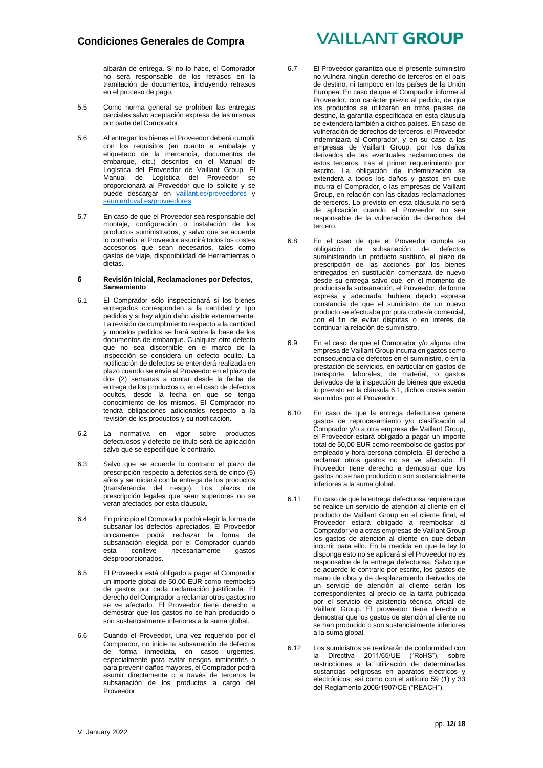albarán de entrega. Si no lo hace, el Comprador no será responsable de los retrasos en la tramitación de documentos, incluyendo retrasos en el proceso de pago.

5.5 Como norma general se prohíben las entregas parciales salvo aceptación expresa de las mismas por parte del Comprador.

5.6 Al entregar los bienes el Proveedor deberá cumplir con los requisitos (en cuanto a embalaje y etiquetado de la mercancía, documentos de embarque, etc.) descritos en el Manual de Logística del Proveedor de Vaillant Group. El Manual de Logística del Proveedor se proporcionará al Proveedor que lo solicite y se puede descargar en [vaillant.es/proveedores](vaillant.es/proveedores) y [saunierduval.es/proveedores](saunierduval.es/proveedores).

5.7 En caso de que el Proveedor sea responsable del montaje, configuración o instalación de los productos suministrados, y salvo que se acuerde lo contrario, el Proveedor asumirá todos los costes accesorios que sean necesarios, tales como gastos de viaje, disponibilidad de Herramientas o dietas.

**6 Revisión Inicial, Reclamaciones por Defectos, Saneamiento**

6.1 El Comprador sólo inspeccionará si los bienes entregados corresponden a la cantidad y tipo pedidos y si hay algún daño visible externamente. La revisión de cumplimiento respecto a la cantidad y modelos pedidos se hará sobre la base de los documentos de embarque. Cualquier otro defecto que no sea discernible en el marco de la inspección se considera un defecto oculto. La notificación de defectos se entenderá realizada en plazo cuando se envíe al Proveedor en el plazo de dos (2) semanas a contar desde la fecha de entrega de los productos o, en el caso de defectos ocultos, desde la fecha en que se tenga conocimiento de los mismos. El Comprador no tendrá obligaciones adicionales respecto a la revisión de los productos y su notificación.

6.2 La normativa en vigor sobre productos defectuosos y defecto de título será de aplicación salvo que se especifique lo contrario.

6.3 Salvo que se acuerde lo contrario el plazo de prescripción respecto a defectos será de cinco (5) años y se iniciará con la entrega de los productos (transferencia del riesgo). Los plazos de prescripción legales que sean superiores no se verán afectados por esta cláusula.

6.4 En principio el Comprador podrá elegir la forma de subsanar los defectos apreciados. El Proveedor únicamente podrá rechazar la forma de subsanación elegida por el Comprador cuando esta conlleve necesariamente gastos desproporcionados.

6.5 El Proveedor está obligado a pagar al Comprador un importe global de 50,00 EUR como reembolso de gastos por cada reclamación justificada. El derecho del Comprador a reclamar otros gastos no se ve afectado. El Proveedor tiene derecho a demostrar que los gastos no se han producido o son sustancialmente inferiores a la suma global.

6.6 Cuando el Proveedor, una vez requerido por el Comprador, no inicie la subsanación de defectos de forma inmediata, en casos urgentes, especialmente para evitar riesgos inminentes o para prevenir daños mayores, el Comprador podrá asumir directamente o a través de terceros la subsanación de los productos a cargo del Proveedor.

6.7 El Proveedor garantiza que el presente suministro no vulnera ningún derecho de terceros en el país de destino, ni tampoco en los países de la Unión Europea. En caso de que el Comprador informe al Proveedor, con carácter previo al pedido, de que los productos se utilizarán en otros países de destino, la garantía especificada en esta cláusula se extenderá también a dichos países. En caso de vulneración de derechos de terceros, el Proveedor indemnizará al Comprador, y en su caso a las empresas de Vaillant Group, por los daños derivados de las eventuales reclamaciones de estos terceros, tras el primer requerimiento por escrito. La obligación de indemnización se extenderá a todos los daños y gastos en que incurra el Comprador, o las empresas de Vaillant Group, en relación con las citadas reclamaciones de terceros. Lo previsto en esta cláusula no será de aplicación cuando el Proveedor no sea responsable de la vulneración de derechos del tercero.

6.8 En el caso de que el Proveedor cumpla su obligación de subsanación de defectos suministrando un producto sustituto, el plazo de prescripción de las acciones por los bienes entregados en sustitución comenzará de nuevo desde su entrega salvo que, en el momento de producirse la subsanación, el Proveedor, de forma expresa y adecuada, hubiera dejado expresa constancia de que el suministro de un nuevo producto se efectuaba por pura cortesía comercial, con el fin de evitar disputas o en interés de continuar la relación de suministro.

6.9 En el caso de que el Comprador y/o alguna otra empresa de Vaillant Group incurra en gastos como consecuencia de defectos en el suministro, o en la prestación de servicios, en particular en gastos de transporte, laborales, de material, o gastos derivados de la inspección de bienes que exceda lo previsto en la cláusula 6.1, dichos costes serán asumidos por el Proveedor.

6.10 En caso de que la entrega defectuosa genere gastos de reprocesamiento y/o clasificación al Comprador y/o a otra empresa de Vaillant Group, el Proveedor estará obligado a pagar un importe total de 50,00 EUR como reembolso de gastos por empleado y hora-persona completa. El derecho a reclamar otros gastos no se ve afectado. El Proveedor tiene derecho a demostrar que los gastos no se han producido o son sustancialmente inferiores a la suma global.

6.11 En caso de que la entrega defectuosa requiera que se realice un servicio de atención al cliente en el producto de Vaillant Group en el cliente final, el Proveedor estará obligado a reembolsar al Comprador y/o a otras empresas de Vaillant Group los gastos de atención al cliente en que deban incurrir para ello. En la medida en que la ley lo disponga esto no se aplicará si el Proveedor no es responsable de la entrega defectuosa. Salvo que se acuerde lo contrario por escrito, los gastos de mano de obra y de desplazamiento derivados de un servicio de atención al cliente serán los correspondientes al precio de la tarifa publicada por el servicio de asistencia técnica oficial de Vaillant Group. El proveedor tiene derecho a demostrar que los gastos de atención al cliente no se han producido o son sustancialmente inferiores a la suma global.

6.12 Los suministros se realizarán de conformidad con la Directiva 2011/65/UE ("RoHS"), sobre restricciones a la utilización de determinadas sustancias peligrosas en aparatos eléctricos y electrónicos, así como con el artículo 59 (1) y 33 del Reglamento 2006/1907/CE ("REACH").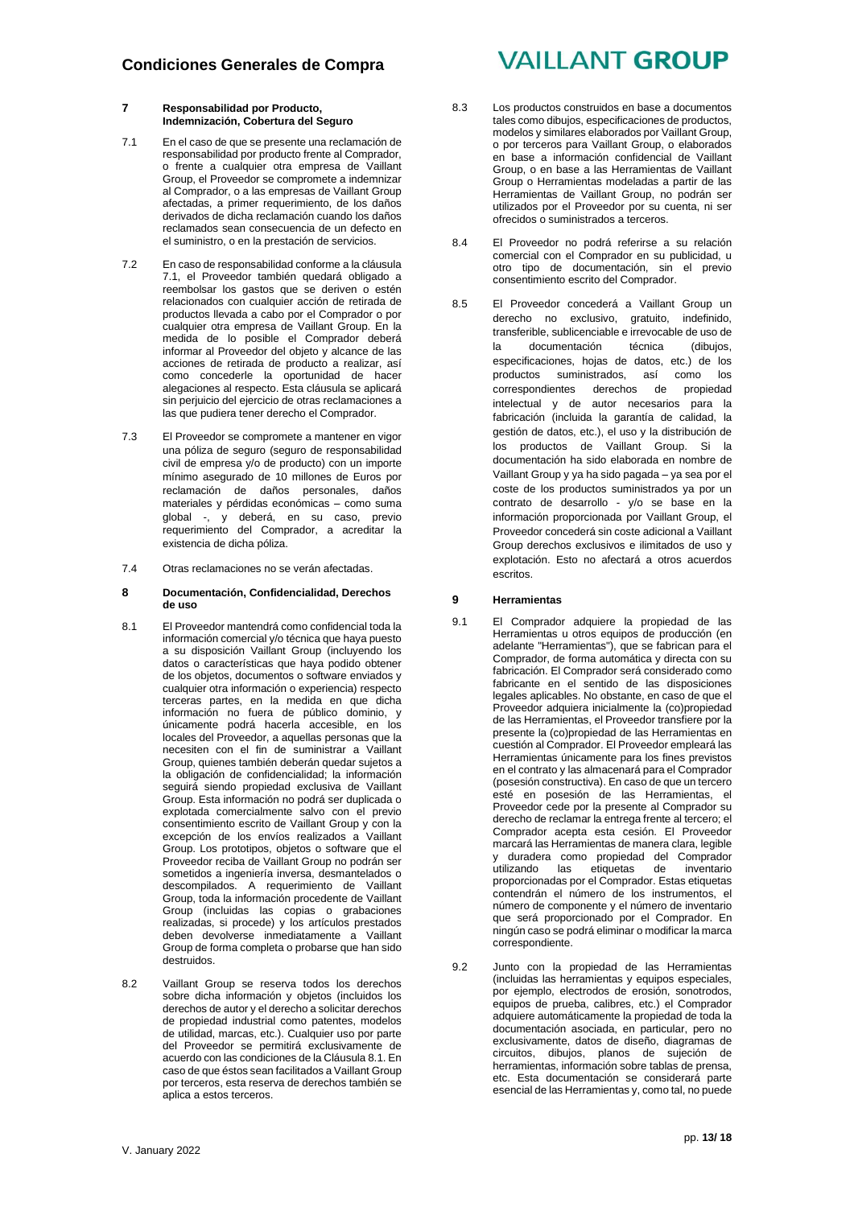## 7 Responsabilidad por Producto, Indemnización, Cobertura del Seguro

7.1 En el caso de que se presente una reclamación de responsabilidad por producto frente al Comprador, o frente a cualquier otra empresa de Vaillant Group, el Proveedor se compromete a indemnizar al Comprador, o a las empresas de Vaillant Group afectadas, a primer requerimiento, de los daños derivados de dicha reclamación cuando los daños reclamados sean consecuencia de un defecto en el suministro, o en la prestación de servicios.

7.2 En caso de responsabilidad conforme a la cláusula 7.1, el Proveedor también quedará obligado a reembolsar los gastos que se deriven o estén relacionados con cualquier acción de retirada de productos llevada a cabo por el Comprador o por cualquier otra empresa de Vaillant Group. En la medida de lo posible el Comprador deberá informar al Proveedor del objeto y alcance de las acciones de retirada de producto a realizar, así como concederle la oportunidad de hacer alegaciones al respecto. Esta cláusula se aplicará sin perjuicio del ejercicio de otras reclamaciones a las que pudiera tener derecho el Comprador.

7.3 El Proveedor se compromete a mantener en vigor una póliza de seguro (seguro de responsabilidad civil de empresa y/o de producto) con un importe mínimo asegurado de 10 millones de Euros por reclamación de daños personales, daños materiales y pérdidas económicas – como suma global -, y deberá, en su caso, previo requerimiento del Comprador, a acreditar la existencia de dicha póliza.

7.4 Otras reclamaciones no se verán afectadas.

## 8 Documentación, Confidencialidad, Derechos de uso

8.1 El Proveedor mantendrá como confidencial toda la información comercial y/o técnica que haya puesto a su disposición Vaillant Group (incluyendo los datos o características que haya podido obtener de los objetos, documentos o software enviados y cualquier otra información o experiencia) respecto terceras partes, en la medida en que dicha información no fuera de público dominio, y únicamente podrá hacerla accesible, en los locales del Proveedor, a aquellas personas que la necesiten con el fin de suministrar a Vaillant Group, quienes también deberán quedar sujetos a la obligación de confidencialidad; la información seguirá siendo propiedad exclusiva de Vaillant Group. Esta información no podrá ser duplicada o explotada comercialmente salvo con el previo consentimiento escrito de Vaillant Group y con la excepción de los envíos realizados a Vaillant Group. Los prototipos, objetos o software que el Proveedor reciba de Vaillant Group no podrán ser sometidos a ingeniería inversa, desmantelados o descompilados. A requerimiento de Vaillant Group, toda la información procedente de Vaillant Group (incluidas las copias o grabaciones realizadas, si procede) y los artículos prestados deben devolverse inmediatamente a Vaillant Group de forma completa o probarse que han sido destruidos.

8.2 Vaillant Group se reserva todos los derechos sobre dicha información y objetos (incluidos los derechos de autor y el derecho a solicitar derechos de propiedad industrial como patentes, modelos de utilidad, marcas, etc.). Cualquier uso por parte del Proveedor se permitirá exclusivamente de acuerdo con las condiciones de la Cláusula 8.1. En caso de que éstos sean facilitados a Vaillant Group por terceros, esta reserva de derechos también se aplica a estos terceros.

8.3 Los productos construidos en base a documentos tales como dibujos, especificaciones de productos, modelos y similares elaborados por Vaillant Group, o por terceros para Vaillant Group, o elaborados en base a información confidencial de Vaillant Group, o en base a las Herramientas de Vaillant Group o Herramientas modeladas a partir de las Herramientas de Vaillant Group, no podrán ser utilizados por el Proveedor por su cuenta, ni ser ofrecidos o suministrados a terceros.

8.4 El Proveedor no podrá referirse a su relación comercial con el Comprador en su publicidad, u otro tipo de documentación, sin el previo consentimiento escrito del Comprador.

8.5 El Proveedor concederá a Vaillant Group un derecho no exclusivo, gratuito, indefinido, transferible, sublicenciable e irrevocable de uso de la documentación técnica (dibujos, especificaciones, hojas de datos, etc.) de los productos suministrados, así como los correspondientes derechos de propiedad intelectual y de autor necesarios para la fabricación (incluida la garantía de calidad, la gestión de datos, etc.), el uso y la distribución de los productos de Vaillant Group. Si la documentación ha sido elaborada en nombre de Vaillant Group y ya ha sido pagada – ya sea por el coste de los productos suministrados ya por un contrato de desarrollo - y/o se base en la información proporcionada por Vaillant Group, el Proveedor concederá sin coste adicional a Vaillant Group derechos exclusivos e ilimitados de uso y explotación. Esto no afectará a otros acuerdos escritos.

## 9 Herramientas

9.1 El Comprador adquiere la propiedad de las Herramientas u otros equipos de producción (en adelante "Herramientas"), que se fabrican para el Comprador, de forma automática y directa con su fabricación. El Comprador será considerado como fabricante en el sentido de las disposiciones legales aplicables. No obstante, en caso de que el Proveedor adquiera inicialmente la (co)propiedad de las Herramientas, el Proveedor transfiere por la presente la (co)propiedad de las Herramientas en cuestión al Comprador. El Proveedor empleará las Herramientas únicamente para los fines previstos en el contrato y las almacenará para el Comprador (posesión constructiva). En caso de que un tercero esté en posesión de las Herramientas, el Proveedor cede por la presente al Comprador su derecho de reclamar la entrega frente al tercero; el Comprador acepta esta cesión. El Proveedor marcará las Herramientas de manera clara, legible y duradera como propiedad del Comprador utilizando las etiquetas de inventario proporcionadas por el Comprador. Estas etiquetas contendrán el número de los instrumentos, el número de componente y el número de inventario que será proporcionado por el Comprador. En ningún caso se podrá eliminar o modificar la marca correspondiente.

9.2 Junto con la propiedad de las Herramientas (incluidas las herramientas y equipos especiales, por ejemplo, electrodos de erosión, sonotrodos, equipos de prueba, calibres, etc.) el Comprador adquiere automáticamente la propiedad de toda la documentación asociada, en particular, pero no exclusivamente, datos de diseño, diagramas de circuitos, dibujos, planos de sujeción de herramientas, información sobre tablas de prensa, etc. Esta documentación se considerará parte esencial de las Herramientas y, como tal, no puede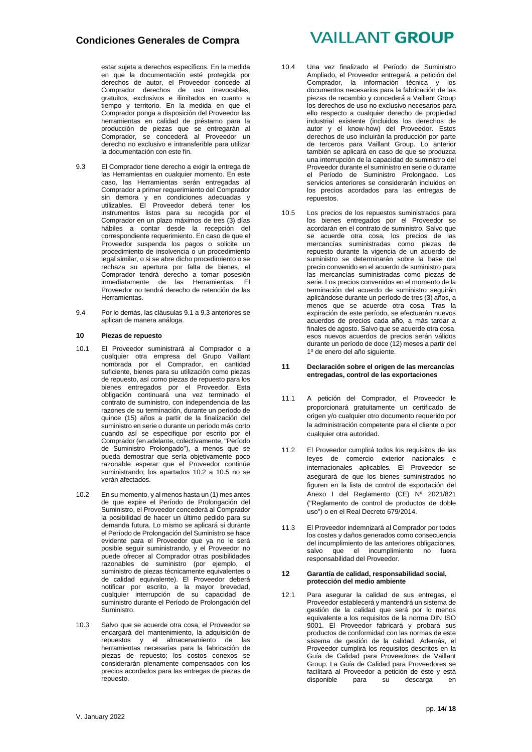estar sujeta a derechos específicos. En la medida en que la documentación esté protegida por derechos de autor, el Proveedor concede al Comprador derechos de uso irrevocables, gratuitos, exclusivos e ilimitados en cuanto a tiempo y territorio. En la medida en que el Comprador ponga a disposición del Proveedor las herramientas en calidad de préstamo para la producción de piezas que se entregarán al Comprador, se concederá al Proveedor un derecho no exclusivo e intransferible para utilizar la documentación con este fin.

9.3 El Comprador tiene derecho a exigir la entrega de las Herramientas en cualquier momento. En este caso, las Herramientas serán entregadas al Comprador a primer requerimiento del Comprador sin demora y en condiciones adecuadas y utilizables. El Proveedor deberá tener los instrumentos listos para su recogida por el Comprador en un plazo máximos de tres (3) días hábiles a contar desde la recepción del correspondiente requerimiento. En caso de que el Proveedor suspenda los pagos o solicite un procedimiento de insolvencia o un procedimiento legal similar, o si se abre dicho procedimiento o se rechaza su apertura por falta de bienes, el Comprador tendrá derecho a tomar posesión inmediatamente de las Herramientas. El Proveedor no tendrá derecho de retención de las Herramientas.

9.4 Por lo demás, las cláusulas 9.1 a 9.3 anteriores se aplican de manera análoga.

## 10 Piezas de repuesto

10.1 El Proveedor suministrará al Comprador o a cualquier otra empresa del Grupo Vaillant nombrada por el Comprador, en cantidad suficiente, bienes para su utilización como piezas de repuesto, así como piezas de repuesto para los bienes entregados por el Proveedor. Esta obligación continuará una vez terminado el contrato de suministro, con independencia de las razones de su terminación, durante un período de quince (15) años a partir de la finalización del suministro en serie o durante un período más corto cuando así se especifique por escrito por el Comprador (en adelante, colectivamente, "Período de Suministro Prolongado"), a menos que se pueda demostrar que sería objetivamente poco razonable esperar que el Proveedor continúe suministrando; los apartados 10.2 a 10.5 no se verán afectados.

10.2 En su momento, y al menos hasta un (1) mes antes de que expire el Período de Prolongación del Suministro, el Proveedor concederá al Comprador la posibilidad de hacer un último pedido para su demanda futura. Lo mismo se aplicará si durante el Período de Prolongación del Suministro se hace evidente para el Proveedor que ya no le será posible seguir suministrando, y el Proveedor no puede ofrecer al Comprador otras posibilidades razonables de suministro (por ejemplo, el suministro de piezas técnicamente equivalentes o de calidad equivalente). El Proveedor deberá notificar por escrito, a la mayor brevedad, cualquier interrupción de su capacidad de suministro durante el Período de Prolongación del Suministro.

10.3 Salvo que se acuerde otra cosa, el Proveedor se encargará del mantenimiento, la adquisición de repuestos y el almacenamiento de las herramientas necesarias para la fabricación de piezas de repuesto; los costos conexos se considerarán plenamente compensados con los precios acordados para las entregas de piezas de repuesto.

10.4 Una vez finalizado el Período de Suministro Ampliado, el Proveedor entregará, a petición del Comprador, la información técnica y los documentos necesarios para la fabricación de las piezas de recambio y concederá a Vaillant Group los derechos de uso no exclusivo necesarios para ello respecto a cualquier derecho de propiedad industrial existente (incluidos los derechos de autor y el know-how) del Proveedor. Estos derechos de uso incluirán la producción por parte de terceros para Vaillant Group. Lo anterior también se aplicará en caso de que se produzca una interrupción de la capacidad de suministro del Proveedor durante el suministro en serie o durante el Período de Suministro Prolongado. Los servicios anteriores se considerarán incluidos en los precios acordados para las entregas de repuestos.

10.5 Los precios de los repuestos suministrados para los bienes entregados por el Proveedor se acordarán en el contrato de suministro. Salvo que se acuerde otra cosa, los precios de las mercancías suministradas como piezas de repuesto durante la vigencia de un acuerdo de suministro se determinarán sobre la base del precio convenido en el acuerdo de suministro para las mercancías suministradas como piezas de serie. Los precios convenidos en el momento de la terminación del acuerdo de suministro seguirán aplicándose durante un período de tres (3) años, a menos que se acuerde otra cosa. Tras la expiración de este período, se efectuarán nuevos acuerdos de precios cada año, a más tardar a finales de agosto. Salvo que se acuerde otra cosa, esos nuevos acuerdos de precios serán válidos durante un período de doce (12) meses a partir del 1º de enero del año siguiente.

## 11 Declaración sobre el origen de las mercancías entregadas, control de las exportaciones

11.1 A petición del Comprador, el Proveedor le proporcionará gratuitamente un certificado de origen y/o cualquier otro documento requerido por la administración competente para el cliente o por cualquier otra autoridad.

11.2 El Proveedor cumplirá todos los requisitos de las leyes de comercio exterior nacionales e internacionales aplicables. El Proveedor se asegurará de que los bienes suministrados no figuren en la lista de control de exportación del Anexo I del Reglamento (CE) Nº 2021/821 ("Reglamento de control de productos de doble uso") o en el Real Decreto 679/2014.

11.3 El Proveedor indemnizará al Comprador por todos los costes y daños generados como consecuencia del incumplimiento de las anteriores obligaciones, salvo que el incumplimiento no fuera responsabilidad del Proveedor.

## 12 Garantía de calidad, responsabilidad social, protección del medio ambiente

12.1 Para asegurar la calidad de sus entregas, el Proveedor establecerá y mantendrá un sistema de gestión de la calidad que será por lo menos equivalente a los requisitos de la norma DIN ISO 9001. El Proveedor fabricará y probará sus productos de conformidad con las normas de este sistema de gestión de la calidad. Además, el Proveedor cumplirá los requisitos descritos en la Guía de Calidad para Proveedores de Vaillant Group. La Guía de Calidad para Proveedores se facilitará al Proveedor a petición de éste y está disponible para su descarga en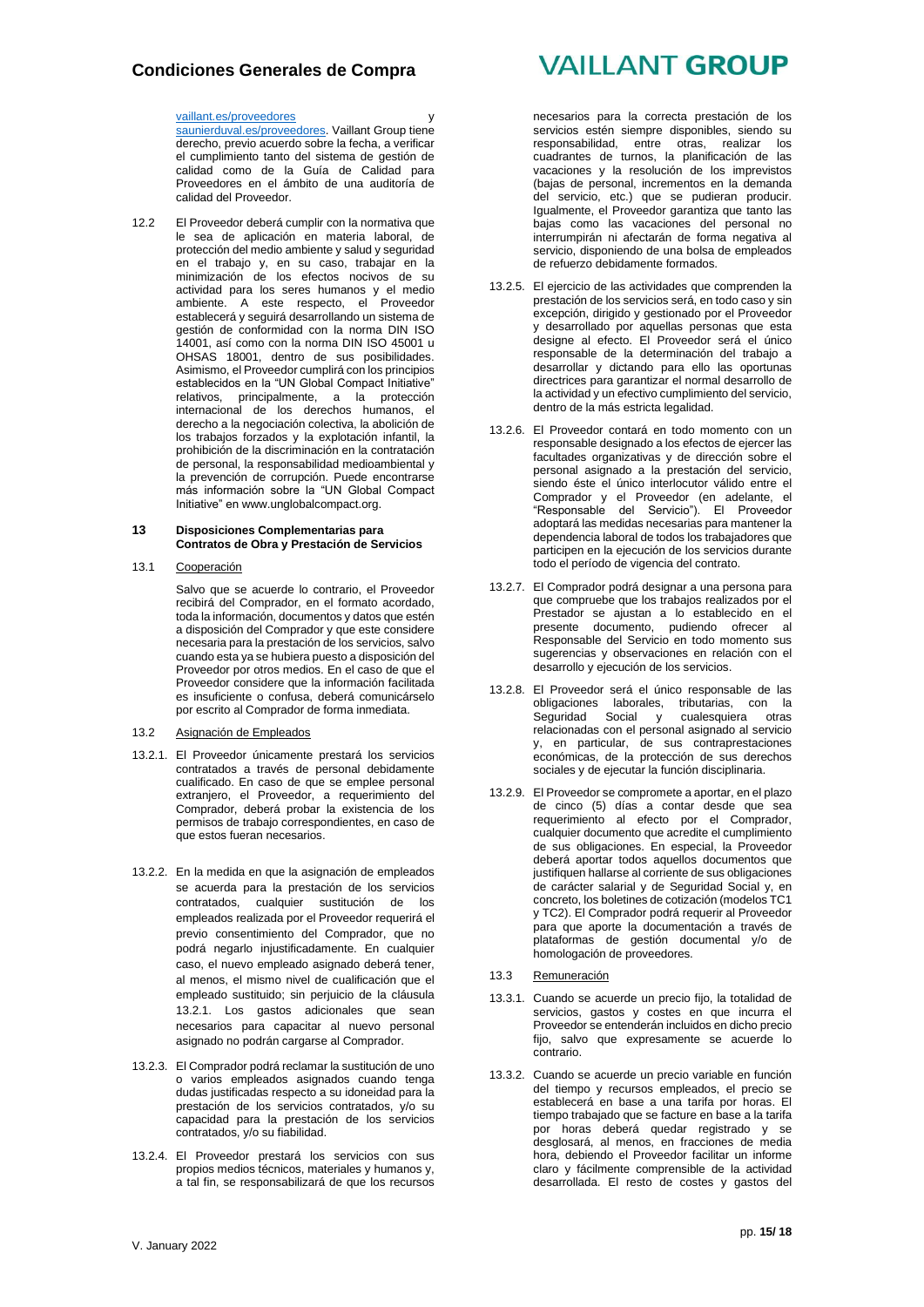vaillant.es/proveedores y saunierduval.es/proveedores. Vaillant Group tiene derecho, previo acuerdo sobre la fecha, a verificar el cumplimiento tanto del sistema de gestión de calidad como de la Guía de Calidad para Proveedores en el ámbito de una auditoría de calidad del Proveedor.

12.2 El Proveedor deberá cumplir con la normativa que le sea de aplicación en materia laboral, de protección del medio ambiente y salud y seguridad en el trabajo y, en su caso, trabajar en la minimización de los efectos nocivos de su actividad para los seres humanos y el medio ambiente. A este respecto, el Proveedor establecerá y seguirá desarrollando un sistema de gestión de conformidad con la norma DIN ISO 14001, así como con la norma DIN ISO 45001 u OHSAS 18001, dentro de sus posibilidades. Asimismo, el Proveedor cumplirá con los principios establecidos en la "UN Global Compact Initiative" relativos, principalmente, a la protección internacional de los derechos humanos, el derecho a la negociación colectiva, la abolición de los trabajos forzados y la explotación infantil, la prohibición de la discriminación en la contratación de personal, la responsabilidad medioambiental y la prevención de corrupción. Puede encontrarse más información sobre la "UN Global Compact Initiative" en www.unglobalcompact.org.

## 13 Disposiciones Complementarias para Contratos de Obra y Prestación de Servicios

13.1 Cooperación

Salvo que se acuerde lo contrario, el Proveedor recibirá del Comprador, en el formato acordado, toda la información, documentos y datos que estén a disposición del Comprador y que este considere necesaria para la prestación de los servicios, salvo cuando esta ya se hubiera puesto a disposición del Proveedor por otros medios. En el caso de que el Proveedor considere que la información facilitada es insuficiente o confusa, deberá comunicárselo por escrito al Comprador de forma inmediata.

13.2 Asignación de Empleados

13.2.1. El Proveedor únicamente prestará los servicios contratados a través de personal debidamente cualificado. En caso de que se emplee personal extranjero, el Proveedor, a requerimiento del Comprador, deberá probar la existencia de los permisos de trabajo correspondientes, en caso de que estos fueran necesarios.

13.2.2. En la medida en que la asignación de empleados se acuerda para la prestación de los servicios contratados, cualquier sustitución de los empleados realizada por el Proveedor requerirá el previo consentimiento del Comprador, que no podrá negarlo injustificadamente. En cualquier caso, el nuevo empleado asignado deberá tener, al menos, el mismo nivel de cualificación que el empleado sustituido; sin perjuicio de la cláusula 13.2.1. Los gastos adicionales que sean necesarios para capacitar al nuevo personal asignado no podrán cargarse al Comprador.

13.2.3. El Comprador podrá reclamar la sustitución de uno o varios empleados asignados cuando tenga dudas justificadas respecto a su idoneidad para la prestación de los servicios contratados, y/o su capacidad para la prestación de los servicios contratados, y/o su fiabilidad.

13.2.4. El Proveedor prestará los servicios con sus propios medios técnicos, materiales y humanos y, a tal fin, se responsabilizará de que los recursos necesarios para la correcta prestación de los servicios estén siempre disponibles, siendo su responsabilidad, entre otras, realizar los cuadrantes de turnos, la planificación de las vacaciones y la resolución de los imprevistos (bajas de personal, incrementos en la demanda del servicio, etc.) que se pudieran producir. Igualmente, el Proveedor garantiza que tanto las bajas como las vacaciones del personal no interrumpirán ni afectarán de forma negativa al servicio, disponiendo de una bolsa de empleados de refuerzo debidamente formados.

13.2.5. El ejercicio de las actividades que comprenden la prestación de los servicios será, en todo caso y sin excepción, dirigido y gestionado por el Proveedor y desarrollado por aquellas personas que esta designe al efecto. El Proveedor será el único responsable de la determinación del trabajo a desarrollar y dictando para ello las oportunas directrices para garantizar el normal desarrollo de la actividad y un efectivo cumplimiento del servicio, dentro de la más estricta legalidad.

13.2.6. El Proveedor contará en todo momento con un responsable designado a los efectos de ejercer las facultades organizativas y de dirección sobre el personal asignado a la prestación del servicio, siendo éste el único interlocutor válido entre el Comprador y el Proveedor (en adelante, el "Responsable del Servicio"). El Proveedor adoptará las medidas necesarias para mantener la dependencia laboral de todos los trabajadores que participen en la ejecución de los servicios durante todo el período de vigencia del contrato.

13.2.7. El Comprador podrá designar a una persona para que compruebe que los trabajos realizados por el Prestador se ajustan a lo establecido en el presente documento, pudiendo ofrecer al Responsable del Servicio en todo momento sus sugerencias y observaciones en relación con el desarrollo y ejecución de los servicios.

13.2.8. El Proveedor será el único responsable de las obligaciones laborales, tributarias, con la Seguridad Social y cualesquiera otras relacionadas con el personal asignado al servicio y, en particular, de sus contraprestaciones económicas, de la protección de sus derechos sociales y de ejecutar la función disciplinaria.

13.2.9. El Proveedor se compromete a aportar, en el plazo de cinco (5) días a contar desde que sea requerimiento al efecto por el Comprador, cualquier documento que acredite el cumplimiento de sus obligaciones. En especial, la Proveedor deberá aportar todos aquellos documentos que justifiquen hallarse al corriente de sus obligaciones de carácter salarial y de Seguridad Social y, en concreto, los boletines de cotización (modelos TC1 y TC2). El Comprador podrá requerir al Proveedor para que aporte la documentación a través de plataformas de gestión documental y/o de homologación de proveedores.

13.3 Remuneración

13.3.1. Cuando se acuerde un precio fijo, la totalidad de servicios, gastos y costes en que incurra el Proveedor se entenderán incluidos en dicho precio fijo, salvo que expresamente se acuerde lo contrario.

13.3.2. Cuando se acuerde un precio variable en función del tiempo y recursos empleados, el precio se establecerá en base a una tarifa por horas. El tiempo trabajado que se facture en base a la tarifa por horas deberá quedar registrado y se desglosará, al menos, en fracciones de media hora, debiendo el Proveedor facilitar un informe claro y fácilmente comprensible de la actividad desarrollada. El resto de costes y gastos del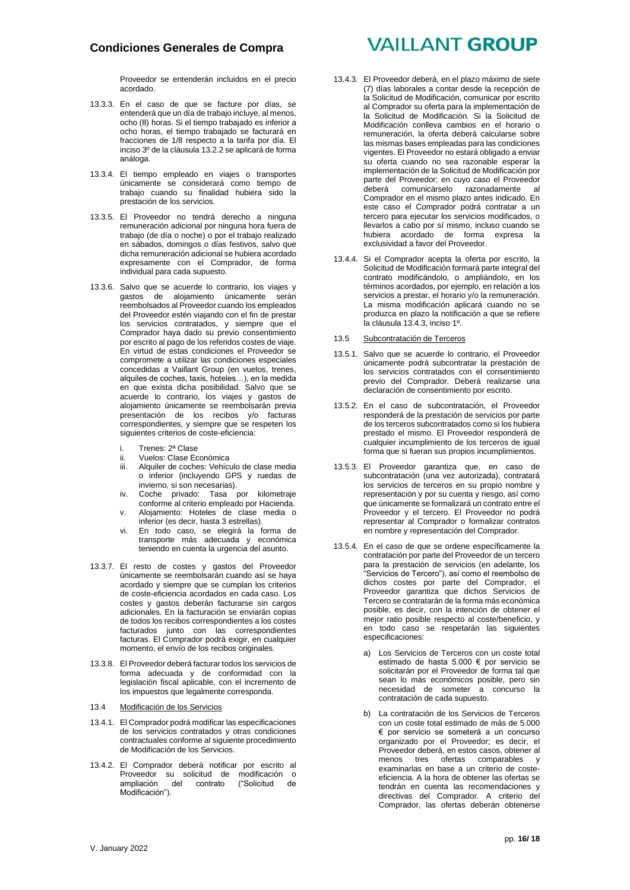Proveedor se entenderán incluidos en el precio acordado.

13.3.3. En el caso de que se facture por días, se entenderá que un día de trabajo incluye, al menos, ocho (8) horas. Si el tiempo trabajado es inferior a ocho horas, el tiempo trabajado se facturará en fracciones de 1/8 respecto a la tarifa por día. El inciso 3º de la cláusula 13.2.2 se aplicará de forma análoga.

13.3.4. El tiempo empleado en viajes o transportes únicamente se considerará como tiempo de trabajo cuando su finalidad hubiera sido la prestación de los servicios.

13.3.5. El Proveedor no tendrá derecho a ninguna remuneración adicional por ninguna hora fuera de trabajo (de día o noche) o por el trabajo realizado en sábados, domingos o días festivos, salvo que dicha remuneración adicional se hubiera acordado expresamente con el Comprador, de forma individual para cada supuesto.

13.3.6. Salvo que se acuerde lo contrario, los viajes y gastos de alojamiento únicamente serán reembolsados al Proveedor cuando los empleados del Proveedor estén viajando con el fin de prestar los servicios contratados, y siempre que el Comprador haya dado su previo consentimiento por escrito al pago de los referidos costes de viaje. En virtud de estas condiciones el Proveedor se compromete a utilizar las condiciones especiales concedidas a Vaillant Group (en vuelos, trenes, alquiles de coches, taxis, hoteles…), en la medida en que exista dicha posibilidad. Salvo que se acuerde lo contrario, los viajes y gastos de alojamiento únicamente se reembolsarán previa presentación de los recibos y/o facturas correspondientes, y siempre que se respeten los siguientes criterios de coste-eficiencia:

i. Trenes: 2ª Clase
ii. Vuelos: Clase Económica
iii. Alquiler de coches: Vehículo de clase media o inferior (incluyendo GPS y ruedas de invierno, si son necesarias).
iv. Coche privado: Tasa por kilometraje conforme al criterio empleado por Hacienda.
v. Alojamiento: Hoteles de clase media o inferior (es decir, hasta 3 estrellas).
vi. En todo caso, se elegirá la forma de transporte más adecuada y económica teniendo en cuenta la urgencia del asunto.

13.3.7. El resto de costes y gastos del Proveedor únicamente se reembolsarán cuando así se haya acordado y siempre que se cumplan los criterios de coste-eficiencia acordados en cada caso. Los costes y gastos deberán facturarse sin cargos adicionales. En la facturación se enviarán copias de todos los recibos correspondientes a los costes facturados junto con las correspondientes facturas. El Comprador podrá exigir, en cualquier momento, el envío de los recibos originales.

13.3.8. El Proveedor deberá facturar todos los servicios de forma adecuada y de conformidad con la legislación fiscal aplicable, con el incremento de los impuestos que legalmente corresponda.

13.4 Modificación de los Servicios

13.4.1. El Comprador podrá modificar las especificaciones de los servicios contratados y otras condiciones contractuales conforme al siguiente procedimiento de Modificación de los Servicios.

13.4.2. El Comprador deberá notificar por escrito al Proveedor su solicitud de modificación o ampliación del contrato ("Solicitud de Modificación").

13.4.3. El Proveedor deberá, en el plazo máximo de siete (7) días laborales a contar desde la recepción de la Solicitud de Modificación, comunicar por escrito al Comprador su oferta para la implementación de la Solicitud de Modificación. Si la Solicitud de Modificación conlleva cambios en el horario o remuneración, la oferta deberá calcularse sobre las mismas bases empleadas para las condiciones vigentes. El Proveedor no estará obligado a enviar su oferta cuando no sea razonable esperar la implementación de la Solicitud de Modificación por parte del Proveedor; en cuyo caso el Proveedor deberá comunicárselo razonadamente al Comprador en el mismo plazo antes indicado. En este caso el Comprador podrá contratar a un tercero para ejecutar los servicios modificados, o llevarlos a cabo por sí mismo, incluso cuando se hubiera acordado de forma expresa la exclusividad a favor del Proveedor.

13.4.4. Si el Comprador acepta la oferta por escrito, la Solicitud de Modificación formará parte integral del contrato modificándolo, o ampliándolo, en los términos acordados, por ejemplo, en relación a los servicios a prestar, el horario y/o la remuneración. La misma modificación aplicará cuando no se produzca en plazo la notificación a que se refiere la cláusula 13.4.3, inciso 1º.

13.5 Subcontratación de Terceros

13.5.1. Salvo que se acuerde lo contrario, el Proveedor únicamente podrá subcontratar la prestación de los servicios contratados con el consentimiento previo del Comprador. Deberá realizarse una declaración de consentimiento por escrito.

13.5.2. En el caso de subcontratación, el Proveedor responderá de la prestación de servicios por parte de los terceros subcontratados como si los hubiera prestado el mismo. El Proveedor responderá de cualquier incumplimiento de los terceros de igual forma que si fueran sus propios incumplimientos.

13.5.3. El Proveedor garantiza que, en caso de subcontratación (una vez autorizada), contratará los servicios de terceros en su propio nombre y representación y por su cuenta y riesgo, así como que únicamente se formalizará un contrato entre el Proveedor y el tercero. El Proveedor no podrá representar al Comprador o formalizar contratos en nombre y representación del Comprador.

13.5.4. En el caso de que se ordene específicamente la contratación por parte del Proveedor de un tercero para la prestación de servicios (en adelante, los "Servicios de Tercero"), así como el reembolso de dichos costes por parte del Comprador, el Proveedor garantiza que dichos Servicios de Tercero se contratarán de la forma más económica posible, es decir, con la intención de obtener el mejor ratio posible respecto al coste/beneficio, y en todo caso se respetarán las siguientes especificaciones:

a) Los Servicios de Terceros con un coste total estimado de hasta 5.000 € por servicio se solicitarán por el Proveedor de forma tal que sean lo más económicos posible, pero sin necesidad de someter a concurso la contratación de cada supuesto.

b) La contratación de los Servicios de Terceros con un coste total estimado de más de 5.000 € por servicio se someterá a un concurso organizado por el Proveedor; es decir, el Proveedor deberá, en estos casos, obtener al menos tres ofertas comparables y examinarlas en base a un criterio de coste-eficiencia. A la hora de obtener las ofertas se tendrán en cuenta las recomendaciones y directivas del Comprador. A criterio del Comprador, las ofertas deberán obtenerse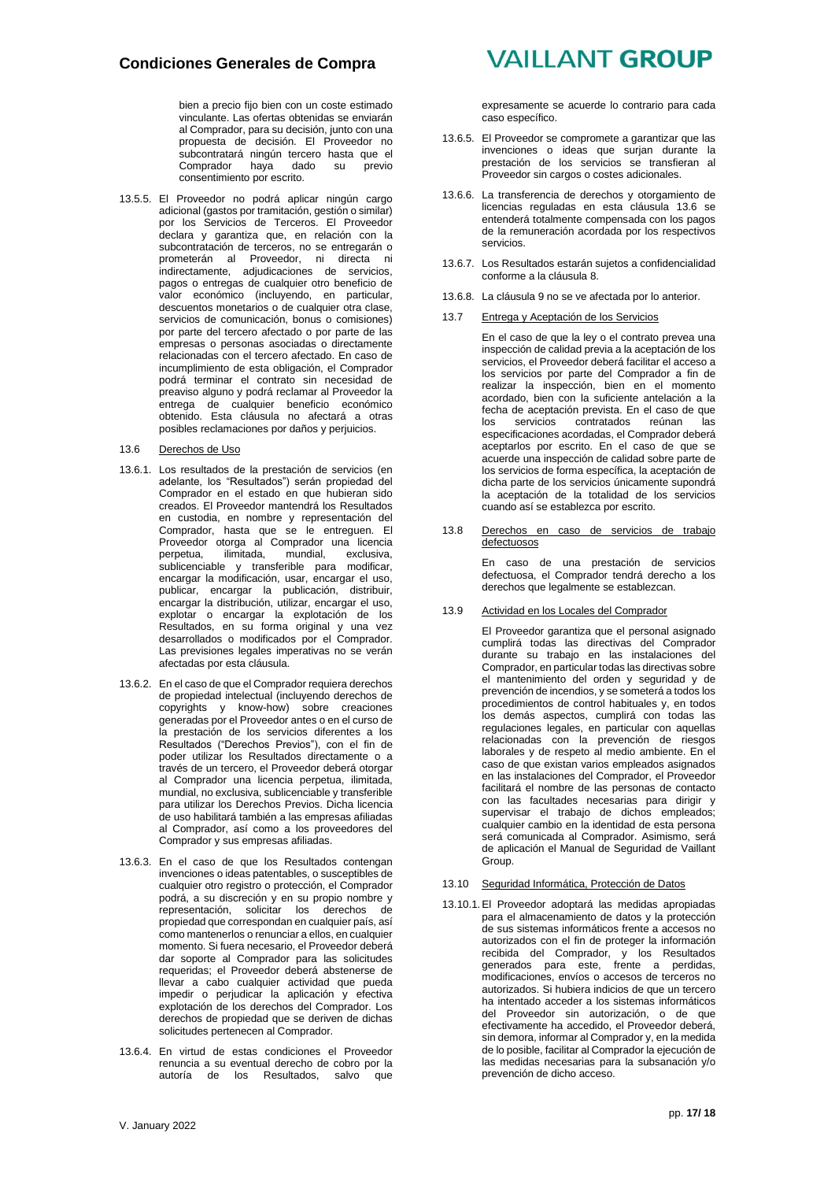bien a precio fijo bien con un coste estimado vinculante. Las ofertas obtenidas se enviarán al Comprador, para su decisión, junto con una propuesta de decisión. El Proveedor no subcontratará ningún tercero hasta que el Comprador haya dado su previo consentimiento por escrito.

13.5.5. El Proveedor no podrá aplicar ningún cargo adicional (gastos por tramitación, gestión o similar) por los Servicios de Terceros. El Proveedor declara y garantiza que, en relación con la subcontratación de terceros, no se entregarán o prometerán al Proveedor, ni directa ni indirectamente, adjudicaciones de servicios, pagos o entregas de cualquier otro beneficio de valor económico (incluyendo, en particular, descuentos monetarios o de cualquier otra clase, servicios de comunicación, bonus o comisiones) por parte del tercero afectado o por parte de las empresas o personas asociadas o directamente relacionadas con el tercero afectado. En caso de incumplimiento de esta obligación, el Comprador podrá terminar el contrato sin necesidad de preaviso alguno y podrá reclamar al Proveedor la entrega de cualquier beneficio económico obtenido. Esta cláusula no afectará a otras posibles reclamaciones por daños y perjuicios.

13.6 Derechos de Uso

13.6.1. Los resultados de la prestación de servicios (en adelante, los "Resultados") serán propiedad del Comprador en el estado en que hubieran sido creados. El Proveedor mantendrá los Resultados en custodia, en nombre y representación del Comprador, hasta que se le entreguen. El Proveedor otorga al Comprador una licencia perpetua, ilimitada, mundial, exclusiva, sublicenciable y transferible para modificar, encargar la modificación, usar, encargar el uso, publicar, encargar la publicación, distribuir, encargar la distribución, utilizar, encargar el uso, explotar o encargar la explotación de los Resultados, en su forma original y una vez desarrollados o modificados por el Comprador. Las previsiones legales imperativas no se verán afectadas por esta cláusula.

13.6.2. En el caso de que el Comprador requiera derechos de propiedad intelectual (incluyendo derechos de copyrights y know-how) sobre creaciones generadas por el Proveedor antes o en el curso de la prestación de los servicios diferentes a los Resultados ("Derechos Previos"), con el fin de poder utilizar los Resultados directamente o a través de un tercero, el Proveedor deberá otorgar al Comprador una licencia perpetua, ilimitada, mundial, no exclusiva, sublicenciable y transferible para utilizar los Derechos Previos. Dicha licencia de uso habilitará también a las empresas afiliadas al Comprador, así como a los proveedores del Comprador y sus empresas afiliadas.

13.6.3. En el caso de que los Resultados contengan invenciones o ideas patentables, o susceptibles de cualquier otro registro o protección, el Comprador podrá, a su discreción y en su propio nombre y representación, solicitar los derechos de propiedad que correspondan en cualquier país, así como mantenerlos o renunciar a ellos, en cualquier momento. Si fuera necesario, el Proveedor deberá dar soporte al Comprador para las solicitudes requeridas; el Proveedor deberá abstenerse de llevar a cabo cualquier actividad que pueda impedir o perjudicar la aplicación y efectiva explotación de los derechos del Comprador. Los derechos de propiedad que se deriven de dichas solicitudes pertenecen al Comprador.

13.6.4. En virtud de estas condiciones el Proveedor renuncia a su eventual derecho de cobro por la autoría de los Resultados, salvo que expresamente se acuerde lo contrario para cada caso específico.

13.6.5. El Proveedor se compromete a garantizar que las invenciones o ideas que surjan durante la prestación de los servicios se transfieran al Proveedor sin cargos o costes adicionales.

13.6.6. La transferencia de derechos y otorgamiento de licencias reguladas en esta cláusula 13.6 se entenderá totalmente compensada con los pagos de la remuneración acordada por los respectivos servicios.

13.6.7. Los Resultados estarán sujetos a confidencialidad conforme a la cláusula 8.

13.6.8. La cláusula 9 no se ve afectada por lo anterior.

13.7 Entrega y Aceptación de los Servicios

En el caso de que la ley o el contrato prevea una inspección de calidad previa a la aceptación de los servicios, el Proveedor deberá facilitar el acceso a los servicios por parte del Comprador a fin de realizar la inspección, bien en el momento acordado, bien con la suficiente antelación a la fecha de aceptación prevista. En el caso de que los servicios contratados reúnan las especificaciones acordadas, el Comprador deberá aceptarlos por escrito. En el caso de que se acuerde una inspección de calidad sobre parte de los servicios de forma específica, la aceptación de dicha parte de los servicios únicamente supondrá la aceptación de la totalidad de los servicios cuando así se establezca por escrito.

13.8 Derechos en caso de servicios de trabajo defectuosos

En caso de una prestación de servicios defectuosa, el Comprador tendrá derecho a los derechos que legalmente se establezcan.

13.9 Actividad en los Locales del Comprador

El Proveedor garantiza que el personal asignado cumplirá todas las directivas del Comprador durante su trabajo en las instalaciones del Comprador, en particular todas las directivas sobre el mantenimiento del orden y seguridad y de prevención de incendios, y se someterá a todos los procedimientos de control habituales y, en todos los demás aspectos, cumplirá con todas las regulaciones legales, en particular con aquellas relacionadas con la prevención de riesgos laborales y de respeto al medio ambiente. En el caso de que existan varios empleados asignados en las instalaciones del Comprador, el Proveedor facilitará el nombre de las personas de contacto con las facultades necesarias para dirigir y supervisar el trabajo de dichos empleados; cualquier cambio en la identidad de esta persona será comunicada al Comprador. Asimismo, será de aplicación el Manual de Seguridad de Vaillant Group.

13.10 Seguridad Informática, Protección de Datos

13.10.1. El Proveedor adoptará las medidas apropiadas para el almacenamiento de datos y la protección de sus sistemas informáticos frente a accesos no autorizados con el fin de proteger la información recibida del Comprador, y los Resultados generados para este, frente a perdidas, modificaciones, envíos o accesos de terceros no autorizados. Si hubiera indicios de que un tercero ha intentado acceder a los sistemas informáticos del Proveedor sin autorización, o de que efectivamente ha accedido, el Proveedor deberá, sin demora, informar al Comprador y, en la medida de lo posible, facilitar al Comprador la ejecución de las medidas necesarias para la subsanación y/o prevención de dicho acceso.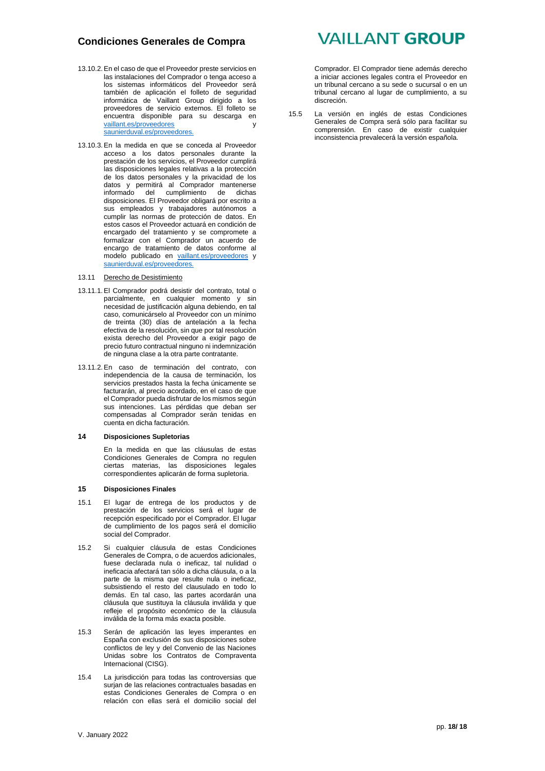13.10.2. En el caso de que el Proveedor preste servicios en las instalaciones del Comprador o tenga acceso a los sistemas informáticos del Proveedor será también de aplicación el folleto de seguridad informática de Vaillant Group dirigido a los proveedores de servicio externos. El folleto se encuentra disponible para su descarga en vaillant.es/proveedores y saunierduval.es/proveedores.

13.10.3. En la medida en que se conceda al Proveedor acceso a los datos personales durante la prestación de los servicios, el Proveedor cumplirá las disposiciones legales relativas a la protección de los datos personales y la privacidad de los datos y permitirá al Comprador mantenerse informado del cumplimiento de dichas disposiciones. El Proveedor obligará por escrito a sus empleados y trabajadores autónomos a cumplir las normas de protección de datos. En estos casos el Proveedor actuará en condición de encargado del tratamiento y se compromete a formalizar con el Comprador un acuerdo de encargo de tratamiento de datos conforme al modelo publicado en vaillant.es/proveedores y saunierduval.es/proveedores.

13.11 Derecho de Desistimiento

13.11.1. El Comprador podrá desistir del contrato, total o parcialmente, en cualquier momento y sin necesidad de justificación alguna debiendo, en tal caso, comunicárselo al Proveedor con un mínimo de treinta (30) días de antelación a la fecha efectiva de la resolución, sin que por tal resolución exista derecho del Proveedor a exigir pago de precio futuro contractual ninguno ni indemnización de ninguna clase a la otra parte contratante.

13.11.2. En caso de terminación del contrato, con independencia de la causa de terminación, los servicios prestados hasta la fecha únicamente se facturarán, al precio acordado, en el caso de que el Comprador pueda disfrutar de los mismos según sus intenciones. Las pérdidas que deban ser compensadas al Comprador serán tenidas en cuenta en dicha facturación.

## 14 Disposiciones Supletorias

En la medida en que las cláusulas de estas Condiciones Generales de Compra no regulen ciertas materias, las disposiciones legales correspondientes aplicarán de forma supletoria.

## 15 Disposiciones Finales

15.1 El lugar de entrega de los productos y de prestación de los servicios será el lugar de recepción especificado por el Comprador. El lugar de cumplimiento de los pagos será el domicilio social del Comprador.

15.2 Si cualquier cláusula de estas Condiciones Generales de Compra, o de acuerdos adicionales, fuese declarada nula o ineficaz, tal nulidad o ineficacia afectará tan sólo a dicha cláusula, o a la parte de la misma que resulte nula o ineficaz, subsistiendo el resto del clausulado en todo lo demás. En tal caso, las partes acordarán una cláusula que sustituya la cláusula inválida y que refleje el propósito económico de la cláusula inválida de la forma más exacta posible.

15.3 Serán de aplicación las leyes imperantes en España con exclusión de sus disposiciones sobre conflictos de ley y del Convenio de las Naciones Unidas sobre los Contratos de Compraventa Internacional (CISG).

15.4 La jurisdicción para todas las controversias que surjan de las relaciones contractuales basadas en estas Condiciones Generales de Compra o en relación con ellas será el domicilio social del Comprador. El Comprador tiene además derecho a iniciar acciones legales contra el Proveedor en un tribunal cercano a su sede o sucursal o en un tribunal cercano al lugar de cumplimiento, a su discreción.

15.5 La versión en inglés de estas Condiciones Generales de Compra será sólo para facilitar su comprensión. En caso de existir cualquier inconsistencia prevalecerá la versión española.